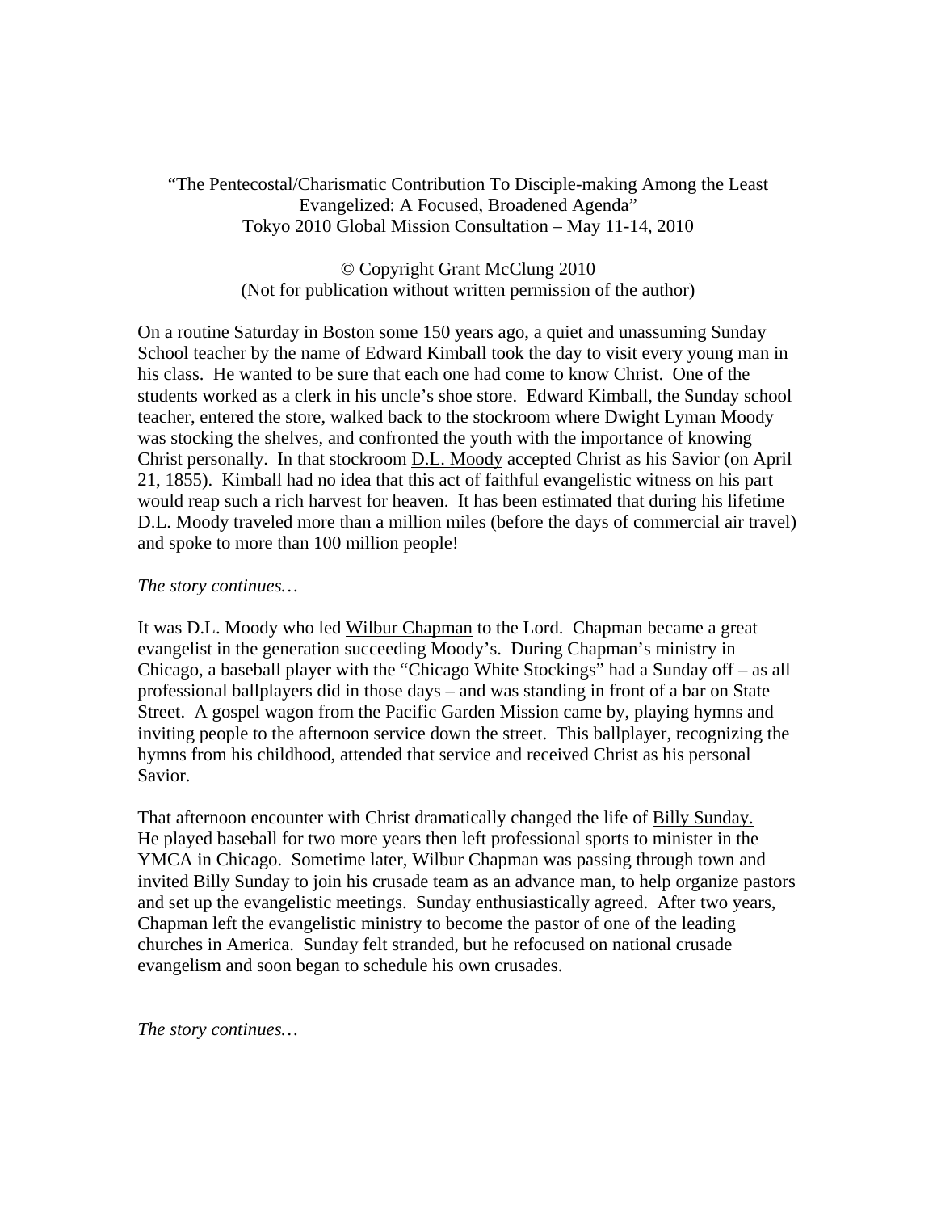“The Pentecostal/Charismatic Contribution To Disciple-making Among the Least Evangelized: A Focused, Broadened Agenda”
Tokyo 2010 Global Mission Consultation – May 11-14, 2010

© Copyright Grant McClung 2010
(Not for publication without written permission of the author)

On a routine Saturday in Boston some 150 years ago, a quiet and unassuming Sunday School teacher by the name of Edward Kimball took the day to visit every young man in his class. He wanted to be sure that each one had come to know Christ. One of the students worked as a clerk in his uncle’s shoe store. Edward Kimball, the Sunday school teacher, entered the store, walked back to the stockroom where Dwight Lyman Moody was stocking the shelves, and confronted the youth with the importance of knowing Christ personally. In that stockroom D.L. Moody accepted Christ as his Savior (on April 21, 1855). Kimball had no idea that this act of faithful evangelistic witness on his part would reap such a rich harvest for heaven. It has been estimated that during his lifetime D.L. Moody traveled more than a million miles (before the days of commercial air travel) and spoke to more than 100 million people!

*The story continues…*

It was D.L. Moody who led Wilbur Chapman to the Lord. Chapman became a great evangelist in the generation succeeding Moody’s. During Chapman’s ministry in Chicago, a baseball player with the “Chicago White Stockings” had a Sunday off – as all professional ballplayers did in those days – and was standing in front of a bar on State Street. A gospel wagon from the Pacific Garden Mission came by, playing hymns and inviting people to the afternoon service down the street. This ballplayer, recognizing the hymns from his childhood, attended that service and received Christ as his personal Savior.

That afternoon encounter with Christ dramatically changed the life of Billy Sunday. He played baseball for two more years then left professional sports to minister in the YMCA in Chicago. Sometime later, Wilbur Chapman was passing through town and invited Billy Sunday to join his crusade team as an advance man, to help organize pastors and set up the evangelistic meetings. Sunday enthusiastically agreed. After two years, Chapman left the evangelistic ministry to become the pastor of one of the leading churches in America. Sunday felt stranded, but he refocused on national crusade evangelism and soon began to schedule his own crusades.

*The story continues…*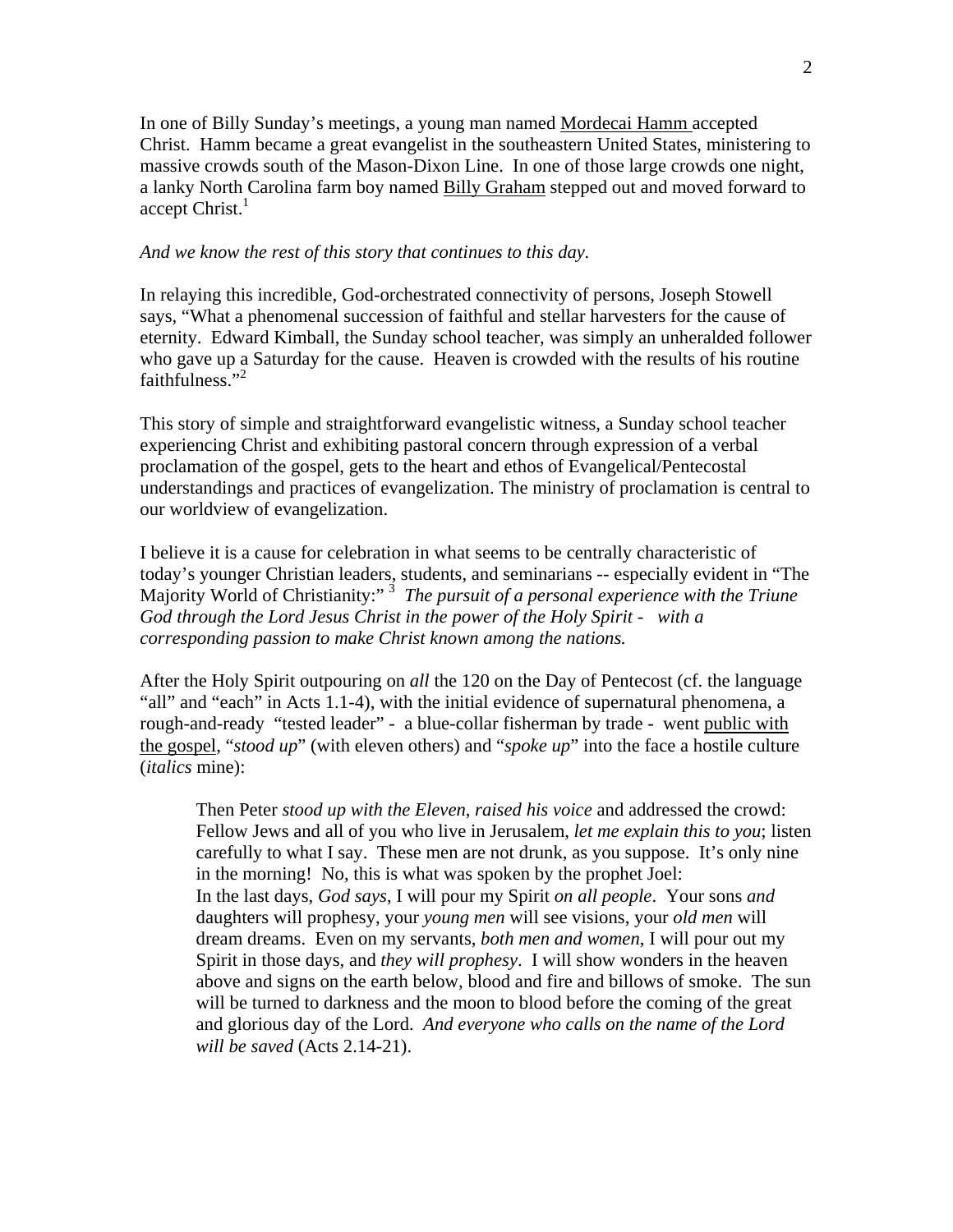In one of Billy Sunday's meetings, a young man named Mordecai Hamm accepted Christ. Hamm became a great evangelist in the southeastern United States, ministering to massive crowds south of the Mason-Dixon Line. In one of those large crowds one night, a lanky North Carolina farm boy named Billy Graham stepped out and moved forward to accept Christ.[1]

*And we know the rest of this story that continues to this day.*

In relaying this incredible, God-orchestrated connectivity of persons, Joseph Stowell says, "What a phenomenal succession of faithful and stellar harvesters for the cause of eternity. Edward Kimball, the Sunday school teacher, was simply an unheralded follower who gave up a Saturday for the cause. Heaven is crowded with the results of his routine faithfulness."[2]

This story of simple and straightforward evangelistic witness, a Sunday school teacher experiencing Christ and exhibiting pastoral concern through expression of a verbal proclamation of the gospel, gets to the heart and ethos of Evangelical/Pentecostal understandings and practices of evangelization. The ministry of proclamation is central to our worldview of evangelization.

I believe it is a cause for celebration in what seems to be centrally characteristic of today's younger Christian leaders, students, and seminarians -- especially evident in "The Majority World of Christianity:" [3] *The pursuit of a personal experience with the Triune God through the Lord Jesus Christ in the power of the Holy Spirit - with a corresponding passion to make Christ known among the nations.*

After the Holy Spirit outpouring on *all* the 120 on the Day of Pentecost (cf. the language "all" and "each" in Acts 1.1-4), with the initial evidence of supernatural phenomena, a rough-and-ready "tested leader" - a blue-collar fisherman by trade - went public with the gospel, "*stood up*" (with eleven others) and "*spoke up*" into the face a hostile culture (*italics* mine):

> Then Peter *stood up with the Eleven, raised his voice* and addressed the crowd: Fellow Jews and all of you who live in Jerusalem, *let me explain this to you*; listen carefully to what I say. These men are not drunk, as you suppose. It's only nine in the morning! No, this is what was spoken by the prophet Joel:
> In the last days, *God says*, I will pour my Spirit *on all people*. Your sons *and* daughters will prophesy, your *young men* will see visions, your *old men* will dream dreams. Even on my servants, *both men and women*, I will pour out my Spirit in those days, and *they will prophesy*. I will show wonders in the heaven above and signs on the earth below, blood and fire and billows of smoke. The sun will be turned to darkness and the moon to blood before the coming of the great and glorious day of the Lord. *And everyone who calls on the name of the Lord will be saved* (Acts 2.14-21).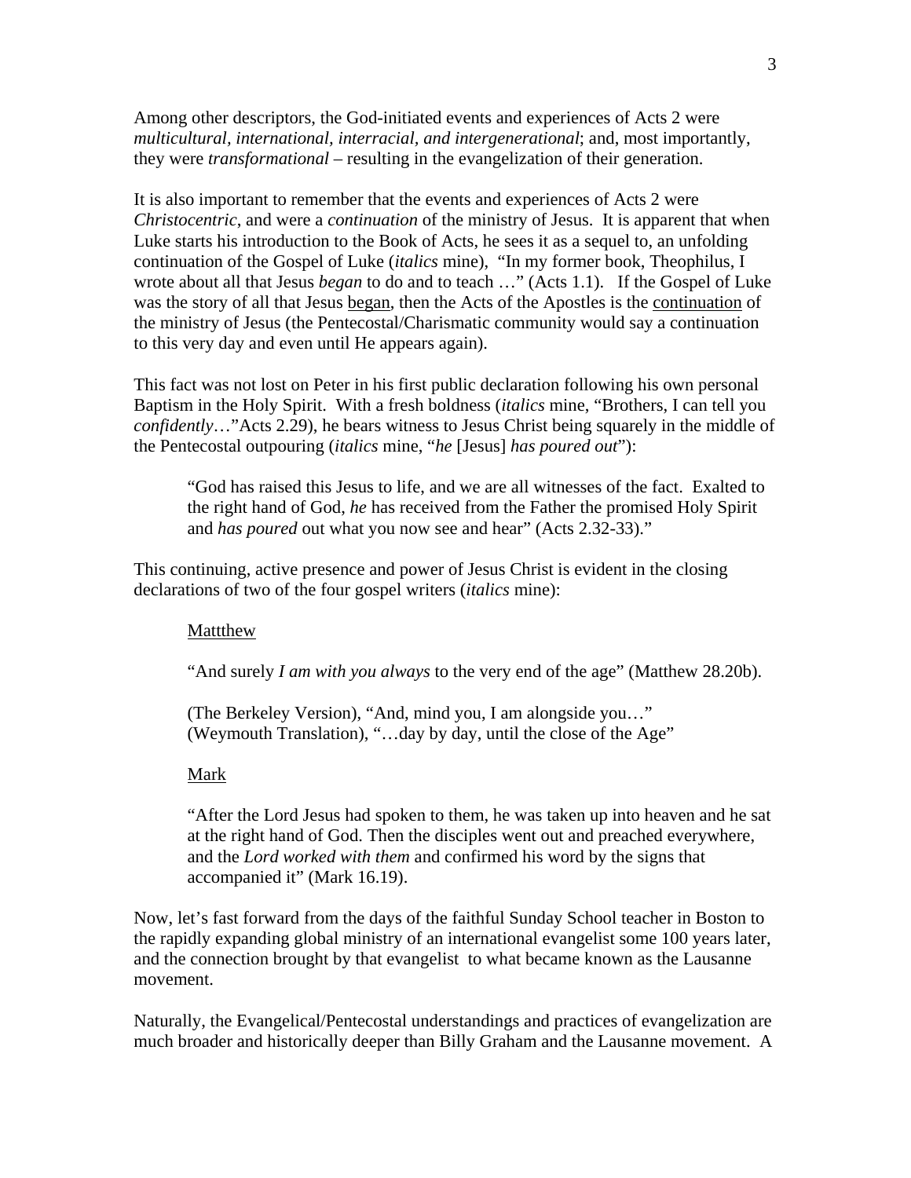Among other descriptors, the God-initiated events and experiences of Acts 2 were *multicultural, international, interracial, and intergenerational*; and, most importantly, they were *transformational* – resulting in the evangelization of their generation.

It is also important to remember that the events and experiences of Acts 2 were *Christocentric*, and were a *continuation* of the ministry of Jesus. It is apparent that when Luke starts his introduction to the Book of Acts, he sees it as a sequel to, an unfolding continuation of the Gospel of Luke (*italics* mine), "In my former book, Theophilus, I wrote about all that Jesus *began* to do and to teach …" (Acts 1.1). If the Gospel of Luke was the story of all that Jesus <u>began</u>, then the Acts of the Apostles is the <u>continuation</u> of the ministry of Jesus (the Pentecostal/Charismatic community would say a continuation to this very day and even until He appears again).

This fact was not lost on Peter in his first public declaration following his own personal Baptism in the Holy Spirit. With a fresh boldness (*italics* mine, "Brothers, I can tell you *confidently*…"Acts 2.29), he bears witness to Jesus Christ being squarely in the middle of the Pentecostal outpouring (*italics* mine, "*he* [Jesus] *has poured out*"):

> "God has raised this Jesus to life, and we are all witnesses of the fact. Exalted to the right hand of God, *he* has received from the Father the promised Holy Spirit and *has poured* out what you now see and hear" (Acts 2.32-33)."

This continuing, active presence and power of Jesus Christ is evident in the closing declarations of two of the four gospel writers (*italics* mine):

> <u>Mattthew</u>
>
> "And surely *I am with you always* to the very end of the age" (Matthew 28.20b).
>
> (The Berkeley Version), "And, mind you, I am alongside you…"
> (Weymouth Translation), "…day by day, until the close of the Age"
>
> <u>Mark</u>
>
> "After the Lord Jesus had spoken to them, he was taken up into heaven and he sat at the right hand of God. Then the disciples went out and preached everywhere, and the *Lord worked with them* and confirmed his word by the signs that accompanied it" (Mark 16.19).

Now, let's fast forward from the days of the faithful Sunday School teacher in Boston to the rapidly expanding global ministry of an international evangelist some 100 years later, and the connection brought by that evangelist to what became known as the Lausanne movement.

Naturally, the Evangelical/Pentecostal understandings and practices of evangelization are much broader and historically deeper than Billy Graham and the Lausanne movement. A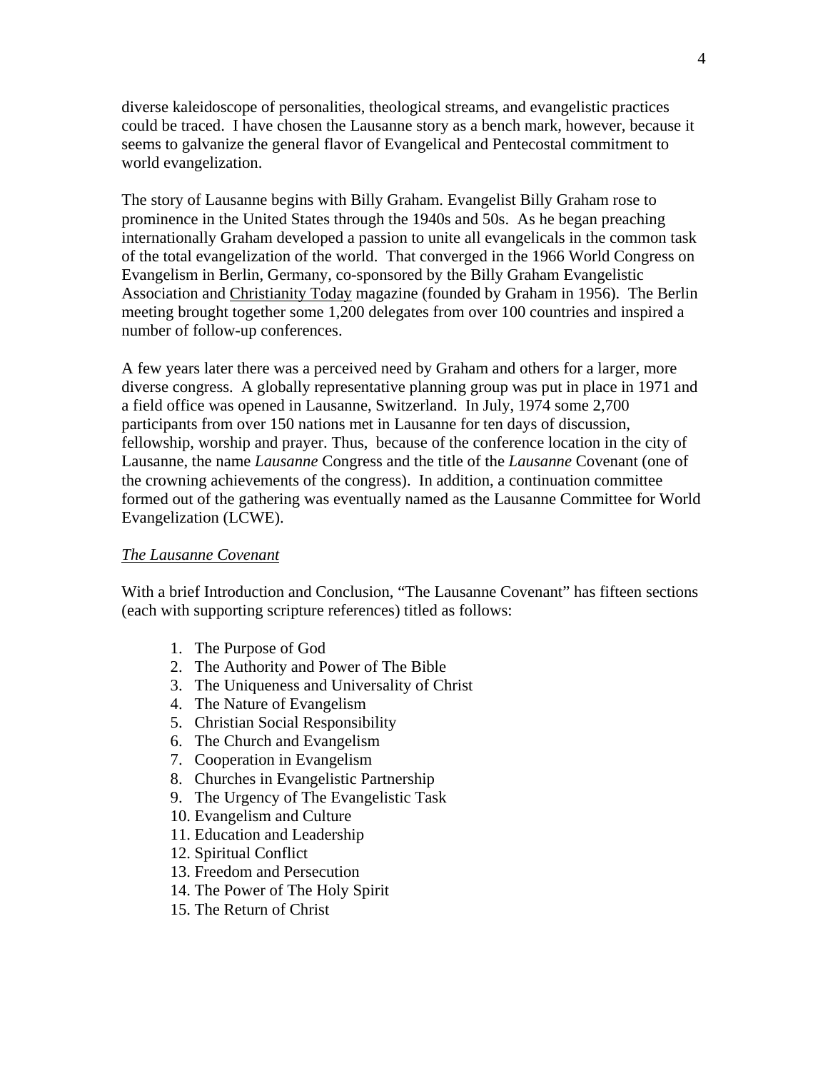diverse kaleidoscope of personalities, theological streams, and evangelistic practices could be traced. I have chosen the Lausanne story as a bench mark, however, because it seems to galvanize the general flavor of Evangelical and Pentecostal commitment to world evangelization.

The story of Lausanne begins with Billy Graham. Evangelist Billy Graham rose to prominence in the United States through the 1940s and 50s. As he began preaching internationally Graham developed a passion to unite all evangelicals in the common task of the total evangelization of the world. That converged in the 1966 World Congress on Evangelism in Berlin, Germany, co-sponsored by the Billy Graham Evangelistic Association and Christianity Today magazine (founded by Graham in 1956). The Berlin meeting brought together some 1,200 delegates from over 100 countries and inspired a number of follow-up conferences.

A few years later there was a perceived need by Graham and others for a larger, more diverse congress. A globally representative planning group was put in place in 1971 and a field office was opened in Lausanne, Switzerland. In July, 1974 some 2,700 participants from over 150 nations met in Lausanne for ten days of discussion, fellowship, worship and prayer. Thus, because of the conference location in the city of Lausanne, the name *Lausanne* Congress and the title of the *Lausanne* Covenant (one of the crowning achievements of the congress). In addition, a continuation committee formed out of the gathering was eventually named as the Lausanne Committee for World Evangelization (LCWE).

*The Lausanne Covenant*

With a brief Introduction and Conclusion, "The Lausanne Covenant" has fifteen sections (each with supporting scripture references) titled as follows:

1. The Purpose of God
2. The Authority and Power of The Bible
3. The Uniqueness and Universality of Christ
4. The Nature of Evangelism
5. Christian Social Responsibility
6. The Church and Evangelism
7. Cooperation in Evangelism
8. Churches in Evangelistic Partnership
9. The Urgency of The Evangelistic Task
10. Evangelism and Culture
11. Education and Leadership
12. Spiritual Conflict
13. Freedom and Persecution
14. The Power of The Holy Spirit
15. The Return of Christ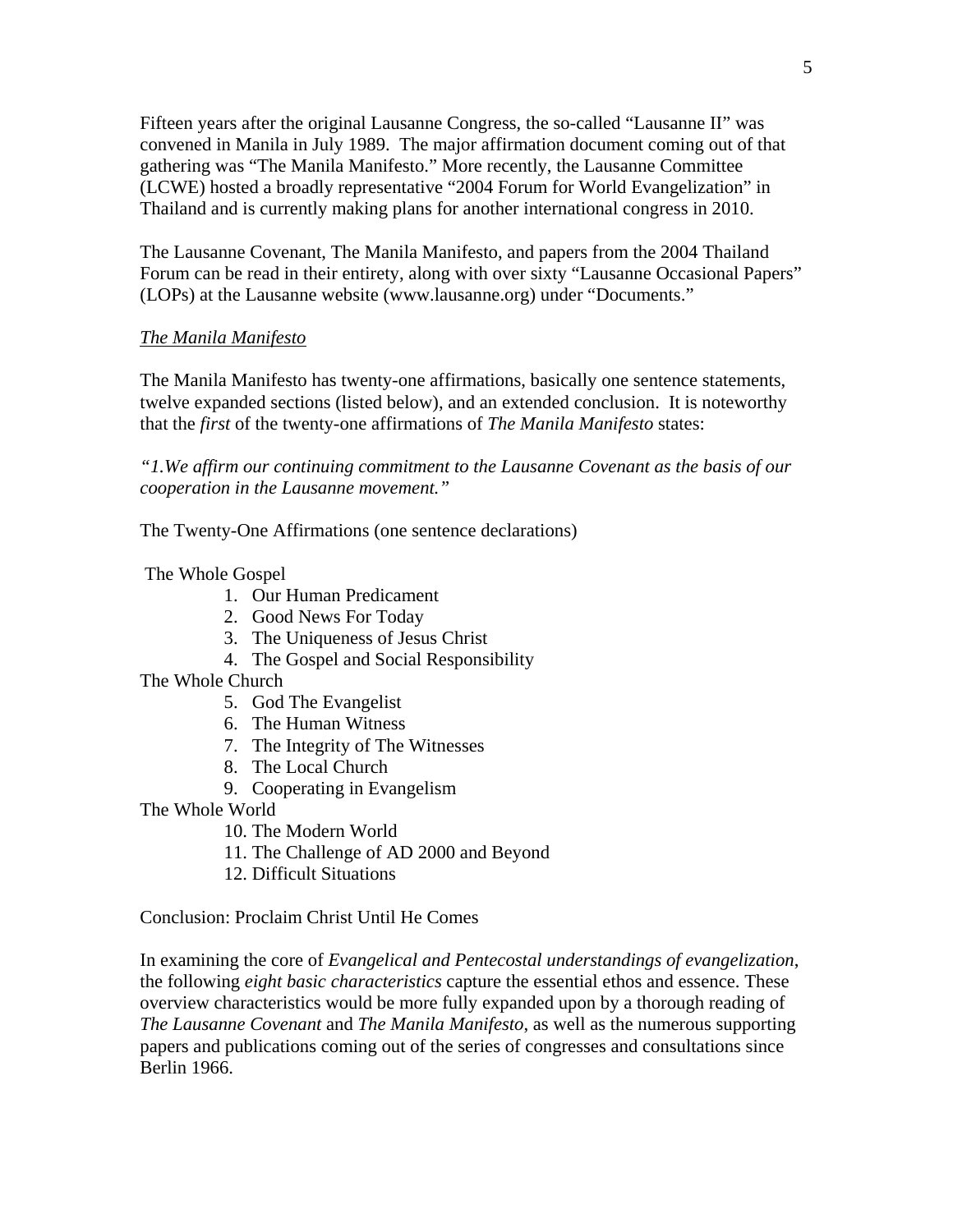Fifteen years after the original Lausanne Congress, the so-called "Lausanne II" was convened in Manila in July 1989. The major affirmation document coming out of that gathering was "The Manila Manifesto." More recently, the Lausanne Committee (LCWE) hosted a broadly representative "2004 Forum for World Evangelization" in Thailand and is currently making plans for another international congress in 2010.

The Lausanne Covenant, The Manila Manifesto, and papers from the 2004 Thailand Forum can be read in their entirety, along with over sixty "Lausanne Occasional Papers" (LOPs) at the Lausanne website (www.lausanne.org) under "Documents."

<u>*The Manila Manifesto*</u>

The Manila Manifesto has twenty-one affirmations, basically one sentence statements, twelve expanded sections (listed below), and an extended conclusion. It is noteworthy that the *first* of the twenty-one affirmations of *The Manila Manifesto* states:

*"1.We affirm our continuing commitment to the Lausanne Covenant as the basis of our cooperation in the Lausanne movement."*

The Twenty-One Affirmations (one sentence declarations)

The Whole Gospel

1. Our Human Predicament
2. Good News For Today
3. The Uniqueness of Jesus Christ
4. The Gospel and Social Responsibility

The Whole Church

5. God The Evangelist
6. The Human Witness
7. The Integrity of The Witnesses
8. The Local Church
9. Cooperating in Evangelism

The Whole World

10. The Modern World
11. The Challenge of AD 2000 and Beyond
12. Difficult Situations

Conclusion: Proclaim Christ Until He Comes

In examining the core of *Evangelical and Pentecostal understandings of evangelization*, the following *eight basic characteristics* capture the essential ethos and essence. These overview characteristics would be more fully expanded upon by a thorough reading of *The Lausanne Covenant* and *The Manila Manifesto*, as well as the numerous supporting papers and publications coming out of the series of congresses and consultations since Berlin 1966.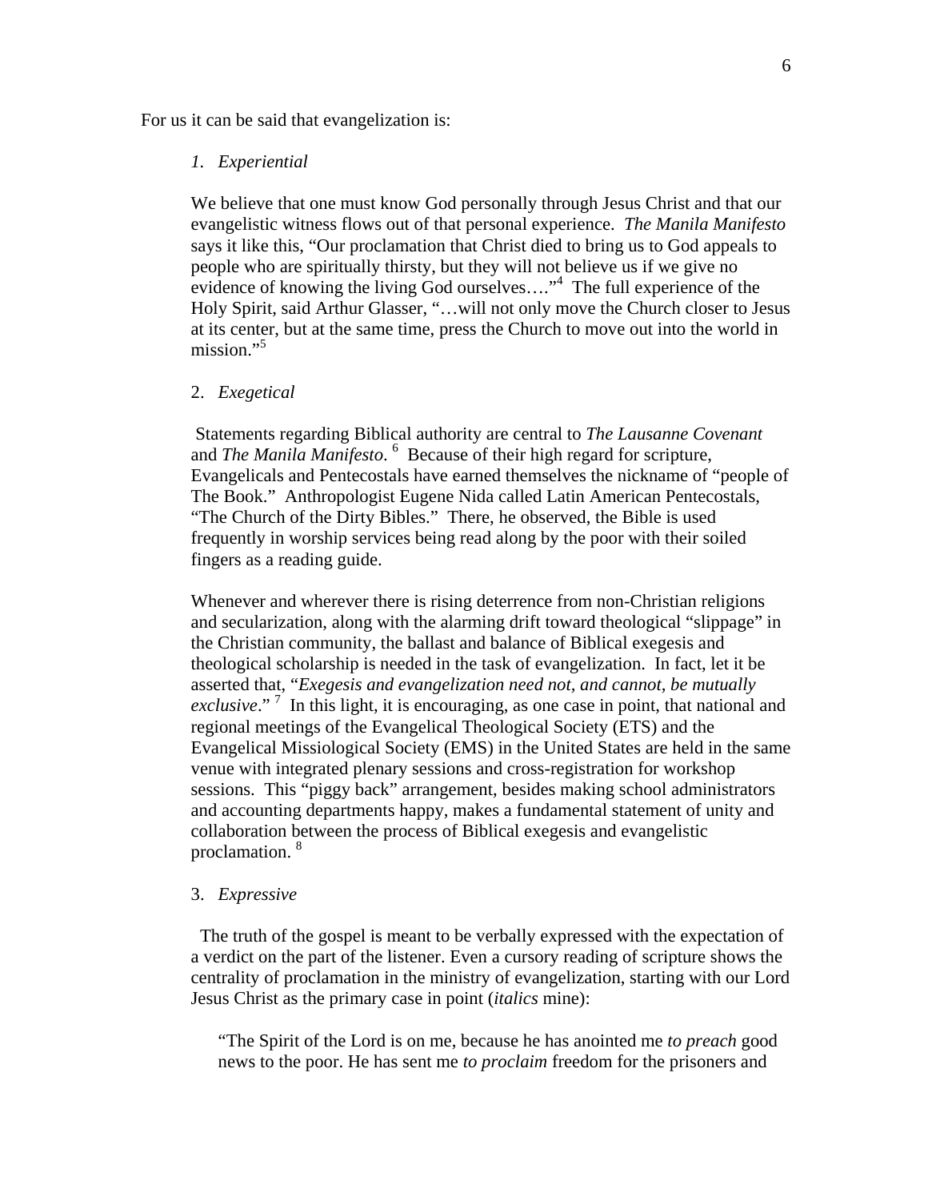For us it can be said that evangelization is:

*1. Experiential*

We believe that one must know God personally through Jesus Christ and that our evangelistic witness flows out of that personal experience. *The Manila Manifesto* says it like this, "Our proclamation that Christ died to bring us to God appeals to people who are spiritually thirsty, but they will not believe us if we give no evidence of knowing the living God ourselves…."[4] The full experience of the Holy Spirit, said Arthur Glasser, "…will not only move the Church closer to Jesus at its center, but at the same time, press the Church to move out into the world in mission."[5]

2. *Exegetical*

Statements regarding Biblical authority are central to *The Lausanne Covenant* and *The Manila Manifesto*.[6] Because of their high regard for scripture, Evangelicals and Pentecostals have earned themselves the nickname of "people of The Book." Anthropologist Eugene Nida called Latin American Pentecostals, "The Church of the Dirty Bibles." There, he observed, the Bible is used frequently in worship services being read along by the poor with their soiled fingers as a reading guide.

Whenever and wherever there is rising deterrence from non-Christian religions and secularization, along with the alarming drift toward theological "slippage" in the Christian community, the ballast and balance of Biblical exegesis and theological scholarship is needed in the task of evangelization. In fact, let it be asserted that, "*Exegesis and evangelization need not, and cannot, be mutually exclusive*."[7] In this light, it is encouraging, as one case in point, that national and regional meetings of the Evangelical Theological Society (ETS) and the Evangelical Missiological Society (EMS) in the United States are held in the same venue with integrated plenary sessions and cross-registration for workshop sessions. This "piggy back" arrangement, besides making school administrators and accounting departments happy, makes a fundamental statement of unity and collaboration between the process of Biblical exegesis and evangelistic proclamation.[8]

3. *Expressive*

The truth of the gospel is meant to be verbally expressed with the expectation of a verdict on the part of the listener. Even a cursory reading of scripture shows the centrality of proclamation in the ministry of evangelization, starting with our Lord Jesus Christ as the primary case in point (*italics* mine):

> "The Spirit of the Lord is on me, because he has anointed me *to preach* good news to the poor. He has sent me *to proclaim* freedom for the prisoners and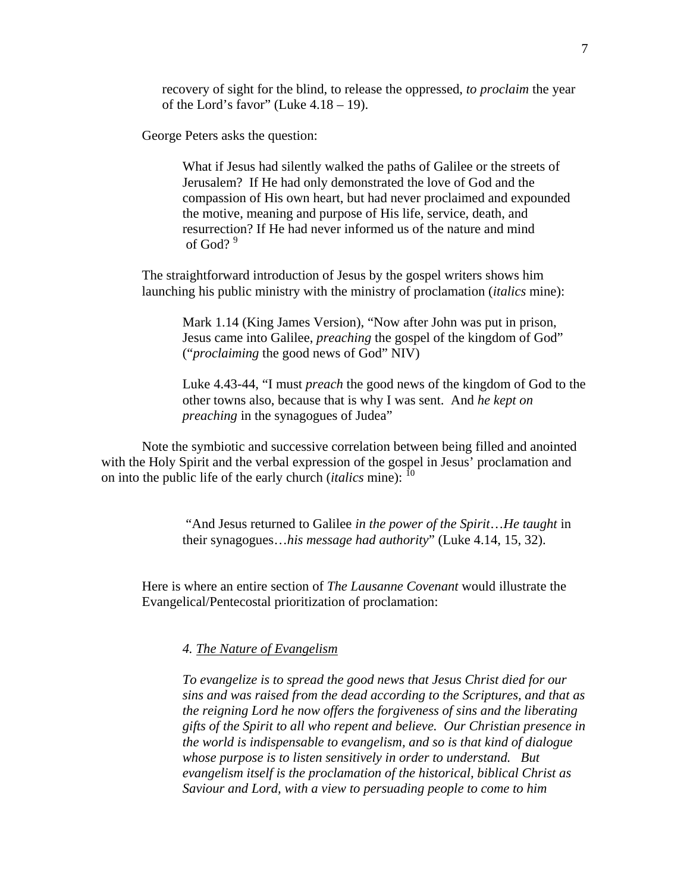> recovery of sight for the blind, to release the oppressed, *to proclaim* the year of the Lord's favor" (Luke 4.18 – 19).

George Peters asks the question:

> What if Jesus had silently walked the paths of Galilee or the streets of Jerusalem? If He had only demonstrated the love of God and the compassion of His own heart, but had never proclaimed and expounded the motive, meaning and purpose of His life, service, death, and resurrection? If He had never informed us of the nature and mind of God? [9]

The straightforward introduction of Jesus by the gospel writers shows him launching his public ministry with the ministry of proclamation (*italics* mine):

> Mark 1.14 (King James Version), "Now after John was put in prison, Jesus came into Galilee, *preaching* the gospel of the kingdom of God" ("*proclaiming* the good news of God" NIV)
>
> Luke 4.43-44, "I must *preach* the good news of the kingdom of God to the other towns also, because that is why I was sent. And *he kept on preaching* in the synagogues of Judea"

Note the symbiotic and successive correlation between being filled and anointed with the Holy Spirit and the verbal expression of the gospel in Jesus' proclamation and on into the public life of the early church (*italics* mine): [10]

> "And Jesus returned to Galilee *in the power of the Spirit*…*He taught* in their synagogues…*his message had authority*" (Luke 4.14, 15, 32).

Here is where an entire section of *The Lausanne Covenant* would illustrate the Evangelical/Pentecostal prioritization of proclamation:

> *4. The Nature of Evangelism*
>
> *To evangelize is to spread the good news that Jesus Christ died for our sins and was raised from the dead according to the Scriptures, and that as the reigning Lord he now offers the forgiveness of sins and the liberating gifts of the Spirit to all who repent and believe. Our Christian presence in the world is indispensable to evangelism, and so is that kind of dialogue whose purpose is to listen sensitively in order to understand. But evangelism itself is the proclamation of the historical, biblical Christ as Saviour and Lord, with a view to persuading people to come to him*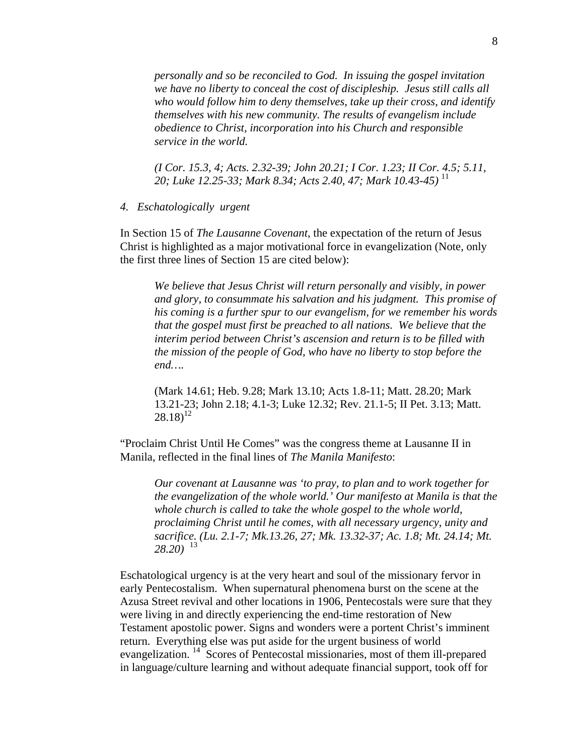*personally and so be reconciled to God. In issuing the gospel invitation we have no liberty to conceal the cost of discipleship. Jesus still calls all who would follow him to deny themselves, take up their cross, and identify themselves with his new community. The results of evangelism include obedience to Christ, incorporation into his Church and responsible service in the world.*

*(I Cor. 15.3, 4; Acts. 2.32-39; John 20.21; I Cor. 1.23; II Cor. 4.5; 5.11, 20; Luke 12.25-33; Mark 8.34; Acts 2.40, 47; Mark 10.43-45)* [11]

*4. Eschatologically urgent*

In Section 15 of *The Lausanne Covenant*, the expectation of the return of Jesus Christ is highlighted as a major motivational force in evangelization (Note, only the first three lines of Section 15 are cited below):

> *We believe that Jesus Christ will return personally and visibly, in power and glory, to consummate his salvation and his judgment. This promise of his coming is a further spur to our evangelism, for we remember his words that the gospel must first be preached to all nations. We believe that the interim period between Christ's ascension and return is to be filled with the mission of the people of God, who have no liberty to stop before the end….*
>
> (Mark 14.61; Heb. 9.28; Mark 13.10; Acts 1.8-11; Matt. 28.20; Mark 13.21-23; John 2.18; 4.1-3; Luke 12.32; Rev. 21.1-5; II Pet. 3.13; Matt. 28.18)[12]

"Proclaim Christ Until He Comes" was the congress theme at Lausanne II in Manila, reflected in the final lines of *The Manila Manifesto*:

> *Our covenant at Lausanne was 'to pray, to plan and to work together for the evangelization of the whole world.' Our manifesto at Manila is that the whole church is called to take the whole gospel to the whole world, proclaiming Christ until he comes, with all necessary urgency, unity and sacrifice. (Lu. 2.1-7; Mk.13.26, 27; Mk. 13.32-37; Ac. 1.8; Mt. 24.14; Mt. 28.20)* [13]

Eschatological urgency is at the very heart and soul of the missionary fervor in early Pentecostalism. When supernatural phenomena burst on the scene at the Azusa Street revival and other locations in 1906, Pentecostals were sure that they were living in and directly experiencing the end-time restoration of New Testament apostolic power. Signs and wonders were a portent Christ's imminent return. Everything else was put aside for the urgent business of world evangelization. [14] Scores of Pentecostal missionaries, most of them ill-prepared in language/culture learning and without adequate financial support, took off for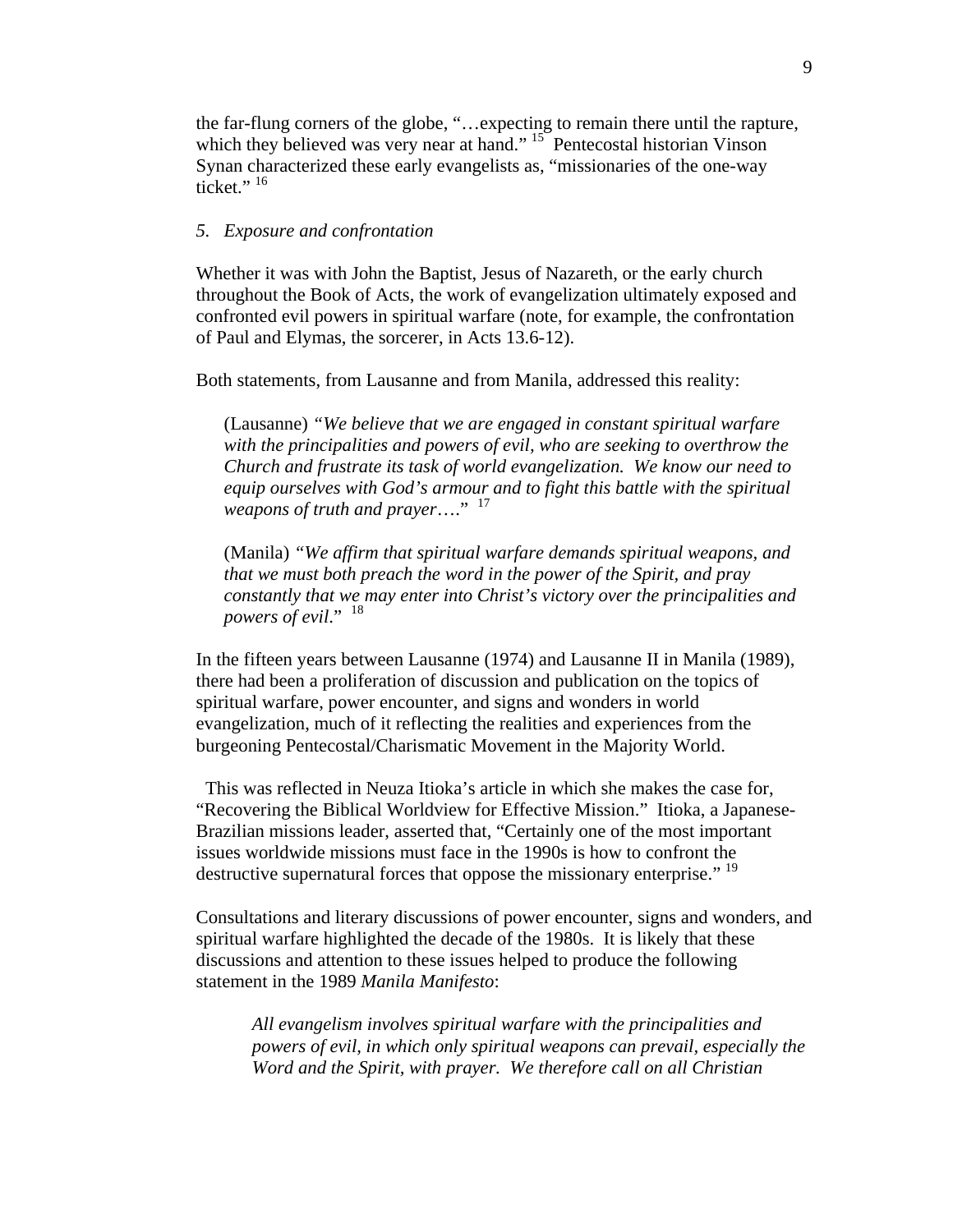the far-flung corners of the globe, "…expecting to remain there until the rapture, which they believed was very near at hand." [15] Pentecostal historian Vinson Synan characterized these early evangelists as, "missionaries of the one-way ticket." [16]

*5. Exposure and confrontation*

Whether it was with John the Baptist, Jesus of Nazareth, or the early church throughout the Book of Acts, the work of evangelization ultimately exposed and confronted evil powers in spiritual warfare (note, for example, the confrontation of Paul and Elymas, the sorcerer, in Acts 13.6-12).

Both statements, from Lausanne and from Manila, addressed this reality:

> (Lausanne) *"We believe that we are engaged in constant spiritual warfare with the principalities and powers of evil, who are seeking to overthrow the Church and frustrate its task of world evangelization. We know our need to equip ourselves with God's armour and to fight this battle with the spiritual weapons of truth and prayer…."* [17]
>
> (Manila) *"We affirm that spiritual warfare demands spiritual weapons, and that we must both preach the word in the power of the Spirit, and pray constantly that we may enter into Christ's victory over the principalities and powers of evil."* [18]

In the fifteen years between Lausanne (1974) and Lausanne II in Manila (1989), there had been a proliferation of discussion and publication on the topics of spiritual warfare, power encounter, and signs and wonders in world evangelization, much of it reflecting the realities and experiences from the burgeoning Pentecostal/Charismatic Movement in the Majority World.

This was reflected in Neuza Itioka's article in which she makes the case for, "Recovering the Biblical Worldview for Effective Mission." Itioka, a Japanese-Brazilian missions leader, asserted that, "Certainly one of the most important issues worldwide missions must face in the 1990s is how to confront the destructive supernatural forces that oppose the missionary enterprise." [19]

Consultations and literary discussions of power encounter, signs and wonders, and spiritual warfare highlighted the decade of the 1980s. It is likely that these discussions and attention to these issues helped to produce the following statement in the 1989 *Manila Manifesto*:

> *All evangelism involves spiritual warfare with the principalities and powers of evil, in which only spiritual weapons can prevail, especially the Word and the Spirit, with prayer. We therefore call on all Christian*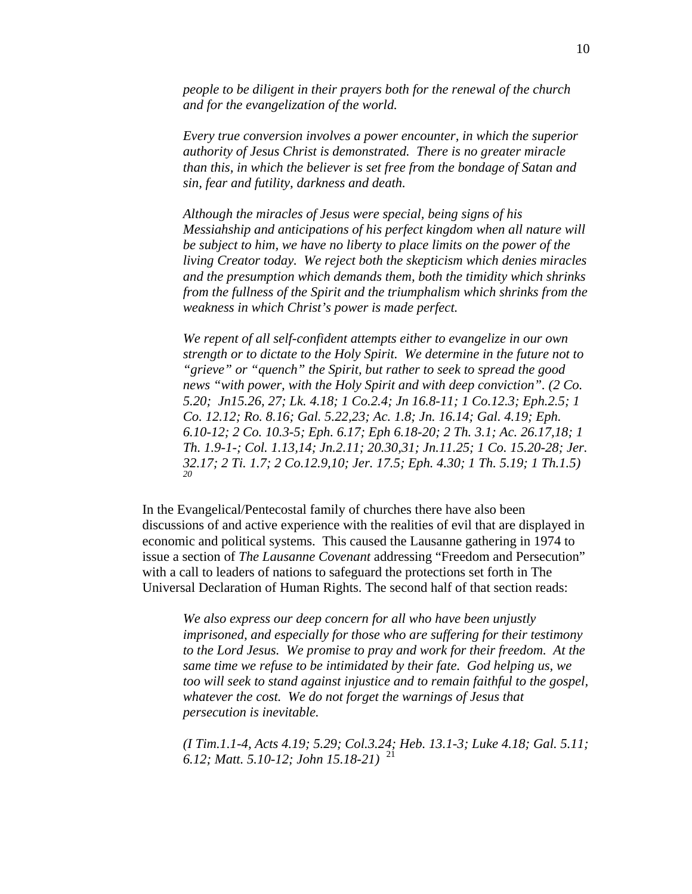*people to be diligent in their prayers both for the renewal of the church and for the evangelization of the world.*

*Every true conversion involves a power encounter, in which the superior authority of Jesus Christ is demonstrated. There is no greater miracle than this, in which the believer is set free from the bondage of Satan and sin, fear and futility, darkness and death.*

*Although the miracles of Jesus were special, being signs of his Messiahship and anticipations of his perfect kingdom when all nature will be subject to him, we have no liberty to place limits on the power of the living Creator today. We reject both the skepticism which denies miracles and the presumption which demands them, both the timidity which shrinks from the fullness of the Spirit and the triumphalism which shrinks from the weakness in which Christ's power is made perfect.*

*We repent of all self-confident attempts either to evangelize in our own strength or to dictate to the Holy Spirit. We determine in the future not to "grieve" or "quench" the Spirit, but rather to seek to spread the good news "with power, with the Holy Spirit and with deep conviction". (2 Co. 5.20; Jn15.26, 27; Lk. 4.18; 1 Co.2.4; Jn 16.8-11; 1 Co.12.3; Eph.2.5; 1 Co. 12.12; Ro. 8.16; Gal. 5.22,23; Ac. 1.8; Jn. 16.14; Gal. 4.19; Eph. 6.10-12; 2 Co. 10.3-5; Eph. 6.17; Eph 6.18-20; 2 Th. 3.1; Ac. 26.17,18; 1 Th. 1.9-1-; Col. 1.13,14; Jn.2.11; 20.30,31; Jn.11.25; 1 Co. 15.20-28; Jer. 32.17; 2 Ti. 1.7; 2 Co.12.9,10; Jer. 17.5; Eph. 4.30; 1 Th. 5.19; 1 Th.1.5)* [20]

In the Evangelical/Pentecostal family of churches there have also been discussions of and active experience with the realities of evil that are displayed in economic and political systems. This caused the Lausanne gathering in 1974 to issue a section of *The Lausanne Covenant* addressing "Freedom and Persecution" with a call to leaders of nations to safeguard the protections set forth in The Universal Declaration of Human Rights. The second half of that section reads:

*We also express our deep concern for all who have been unjustly imprisoned, and especially for those who are suffering for their testimony to the Lord Jesus. We promise to pray and work for their freedom. At the same time we refuse to be intimidated by their fate. God helping us, we too will seek to stand against injustice and to remain faithful to the gospel, whatever the cost. We do not forget the warnings of Jesus that persecution is inevitable.*

*(I Tim.1.1-4, Acts 4.19; 5.29; Col.3.24; Heb. 13.1-3; Luke 4.18; Gal. 5.11; 6.12; Matt. 5.10-12; John 15.18-21)* [21]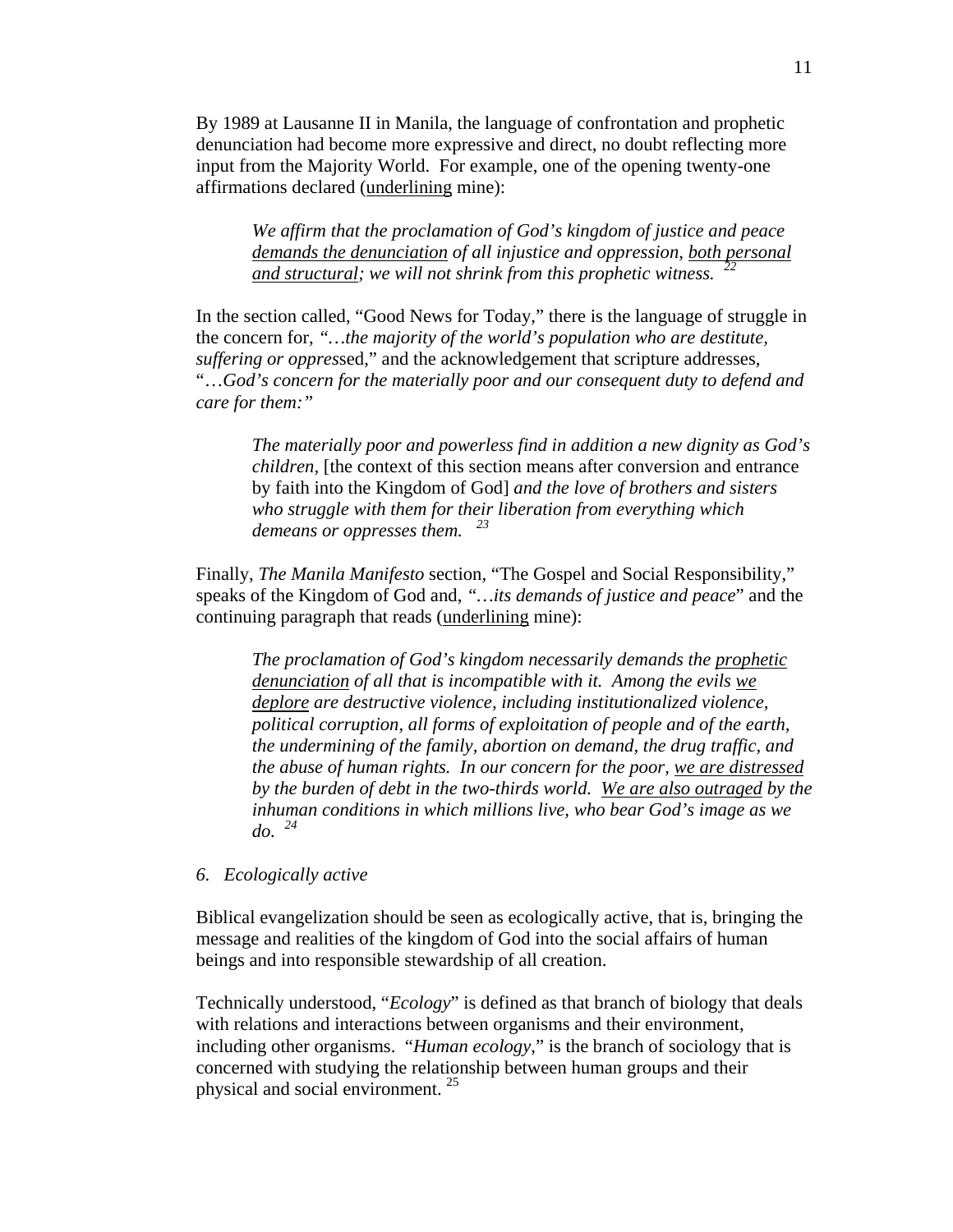By 1989 at Lausanne II in Manila, the language of confrontation and prophetic denunciation had become more expressive and direct, no doubt reflecting more input from the Majority World. For example, one of the opening twenty-one affirmations declared (<u>underlining</u> mine):

> *We affirm that the proclamation of God's kingdom of justice and peace <u>demands the denunciation</u> of all injustice and oppression, <u>both personal and structural</u>; we will not shrink from this prophetic witness.* [22]

In the section called, "Good News for Today," there is the language of struggle in the concern for, *"…the majority of the world's population who are destitute, suffering or oppres*sed," and the acknowledgement that scripture addresses, "*…God's concern for the materially poor and our consequent duty to defend and care for them:"*

> *The materially poor and powerless find in addition a new dignity as God's children*, [the context of this section means after conversion and entrance by faith into the Kingdom of God] *and the love of brothers and sisters who struggle with them for their liberation from everything which demeans or oppresses them.* [23]

Finally, *The Manila Manifesto* section, "The Gospel and Social Responsibility," speaks of the Kingdom of God and, *"…its demands of justice and peace*" and the continuing paragraph that reads (<u>underlining</u> mine):

> *The proclamation of God's kingdom necessarily demands the <u>prophetic denunciation</u> of all that is incompatible with it. Among the evils <u>we deplore</u> are destructive violence, including institutionalized violence, political corruption, all forms of exploitation of people and of the earth, the undermining of the family, abortion on demand, the drug traffic, and the abuse of human rights. In our concern for the poor, <u>we are distressed</u> by the burden of debt in the two-thirds world. <u>We are also outraged</u> by the inhuman conditions in which millions live, who bear God's image as we do.* [24]

*6. Ecologically active*

Biblical evangelization should be seen as ecologically active, that is, bringing the message and realities of the kingdom of God into the social affairs of human beings and into responsible stewardship of all creation.

Technically understood, "*Ecology*" is defined as that branch of biology that deals with relations and interactions between organisms and their environment, including other organisms. "*Human ecology*," is the branch of sociology that is concerned with studying the relationship between human groups and their physical and social environment. [25]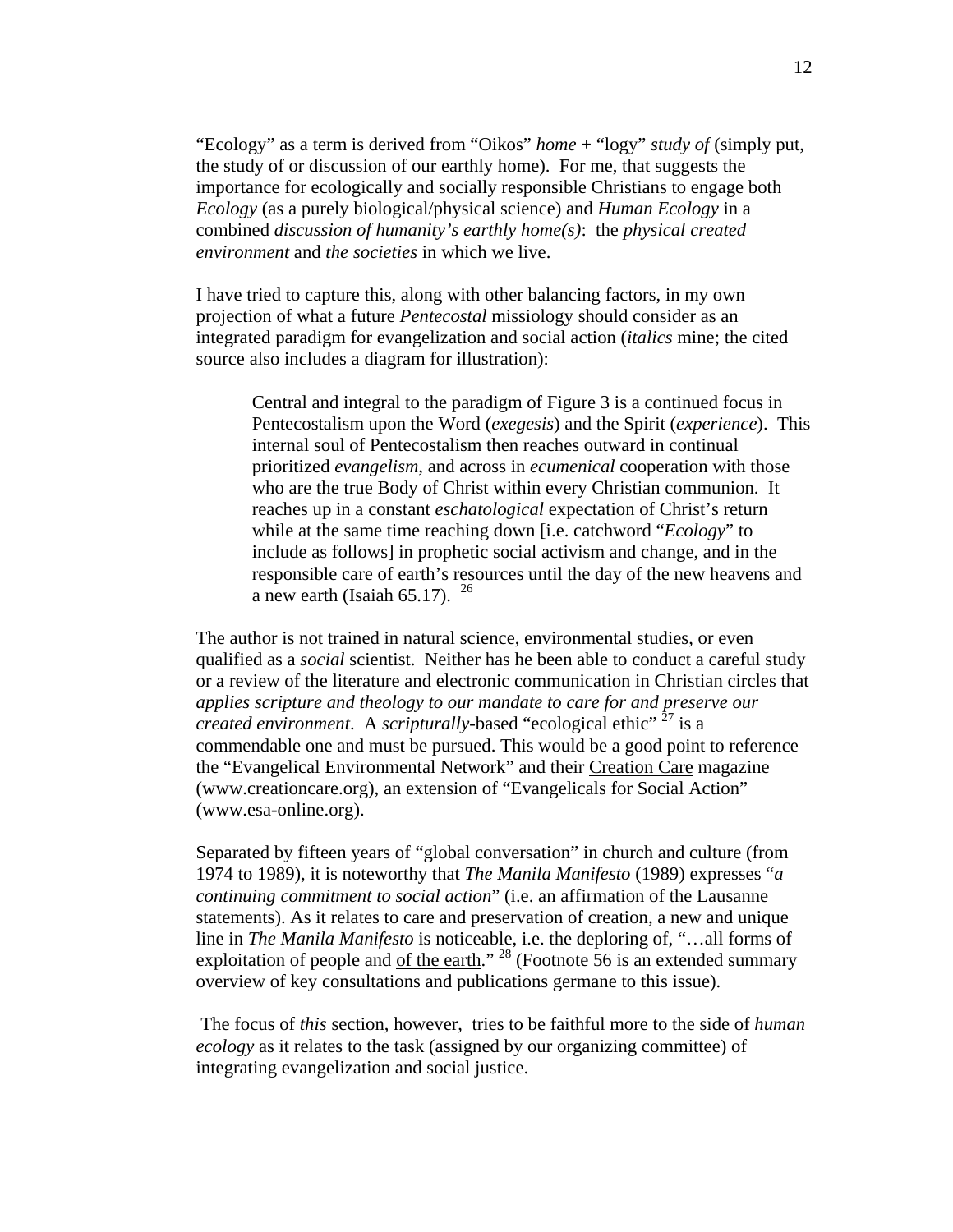"Ecology" as a term is derived from "Oikos" *home* + "logy" *study of* (simply put, the study of or discussion of our earthly home). For me, that suggests the importance for ecologically and socially responsible Christians to engage both *Ecology* (as a purely biological/physical science) and *Human Ecology* in a combined *discussion of humanity's earthly home(s)*: the *physical created environment* and *the societies* in which we live.

I have tried to capture this, along with other balancing factors, in my own projection of what a future *Pentecostal* missiology should consider as an integrated paradigm for evangelization and social action (*italics* mine; the cited source also includes a diagram for illustration):

> Central and integral to the paradigm of Figure 3 is a continued focus in Pentecostalism upon the Word (*exegesis*) and the Spirit (*experience*). This internal soul of Pentecostalism then reaches outward in continual prioritized *evangelism*, and across in *ecumenical* cooperation with those who are the true Body of Christ within every Christian communion. It reaches up in a constant *eschatological* expectation of Christ's return while at the same time reaching down [i.e. catchword "*Ecology*" to include as follows] in prophetic social activism and change, and in the responsible care of earth's resources until the day of the new heavens and a new earth (Isaiah 65.17). [26]

The author is not trained in natural science, environmental studies, or even qualified as a *social* scientist. Neither has he been able to conduct a careful study or a review of the literature and electronic communication in Christian circles that *applies scripture and theology to our mandate to care for and preserve our created environment*. A *scripturally*-based "ecological ethic" [27] is a commendable one and must be pursued. This would be a good point to reference the "Evangelical Environmental Network" and their <u>Creation Care</u> magazine (www.creationcare.org), an extension of "Evangelicals for Social Action" (www.esa-online.org).

Separated by fifteen years of "global conversation" in church and culture (from 1974 to 1989), it is noteworthy that *The Manila Manifesto* (1989) expresses "*a continuing commitment to social action*" (i.e. an affirmation of the Lausanne statements). As it relates to care and preservation of creation, a new and unique line in *The Manila Manifesto* is noticeable, i.e. the deploring of, "…all forms of exploitation of people and <u>of the earth</u>." [28] (Footnote 56 is an extended summary overview of key consultations and publications germane to this issue).

The focus of *this* section, however, tries to be faithful more to the side of *human ecology* as it relates to the task (assigned by our organizing committee) of integrating evangelization and social justice.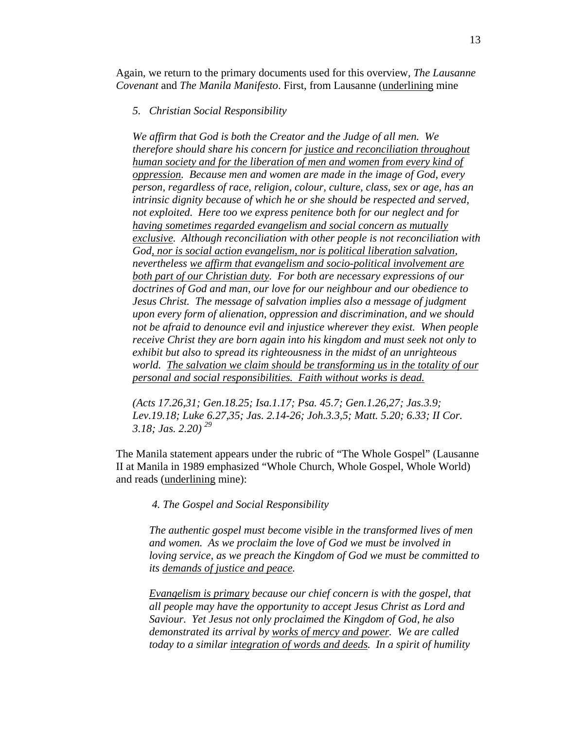Again, we return to the primary documents used for this overview, *The Lausanne Covenant* and *The Manila Manifesto*. First, from Lausanne (<u>underlining</u> mine

> *5. Christian Social Responsibility*
>
> *We affirm that God is both the Creator and the Judge of all men. We therefore should share his concern for <u>justice and reconciliation throughout human society and for the liberation of men and women from every kind of oppression</u>. Because men and women are made in the image of God, every person, regardless of race, religion, colour, culture, class, sex or age, has an intrinsic dignity because of which he or she should be respected and served, not exploited. Here too we express penitence both for our neglect and for <u>having sometimes regarded evangelism and social concern as mutually exclusive</u>. Although reconciliation with other people is not reconciliation with God<u>, nor is social action evangelism, nor is political liberation salvation</u>, nevertheless <u>we affirm that evangelism and socio-political involvement are both part of our Christian duty</u>. For both are necessary expressions of our doctrines of God and man, our love for our neighbour and our obedience to Jesus Christ. The message of salvation implies also a message of judgment upon every form of alienation, oppression and discrimination, and we should not be afraid to denounce evil and injustice wherever they exist. When people receive Christ they are born again into his kingdom and must seek not only to exhibit but also to spread its righteousness in the midst of an unrighteous world. <u>The salvation we claim should be transforming us in the totality of our personal and social responsibilities. Faith without works is dead.</u>*
>
> *(Acts 17.26,31; Gen.18.25; Isa.1.17; Psa. 45.7; Gen.1.26,27; Jas.3.9; Lev.19.18; Luke 6.27,35; Jas. 2.14-26; Joh.3.3,5; Matt. 5.20; 6.33; II Cor. 3.18; Jas. 2.20)* [29]

The Manila statement appears under the rubric of "The Whole Gospel" (Lausanne II at Manila in 1989 emphasized "Whole Church, Whole Gospel, Whole World) and reads (<u>underlining</u> mine):

> *4. The Gospel and Social Responsibility*
>
> *The authentic gospel must become visible in the transformed lives of men and women. As we proclaim the love of God we must be involved in loving service, as we preach the Kingdom of God we must be committed to its <u>demands of justice and peace</u>.*
>
> *<u>Evangelism is primary</u> because our chief concern is with the gospel, that all people may have the opportunity to accept Jesus Christ as Lord and Saviour. Yet Jesus not only proclaimed the Kingdom of God, he also demonstrated its arrival by <u>works of mercy and power</u>. We are called today to a similar <u>integration of words and deeds</u>. In a spirit of humility*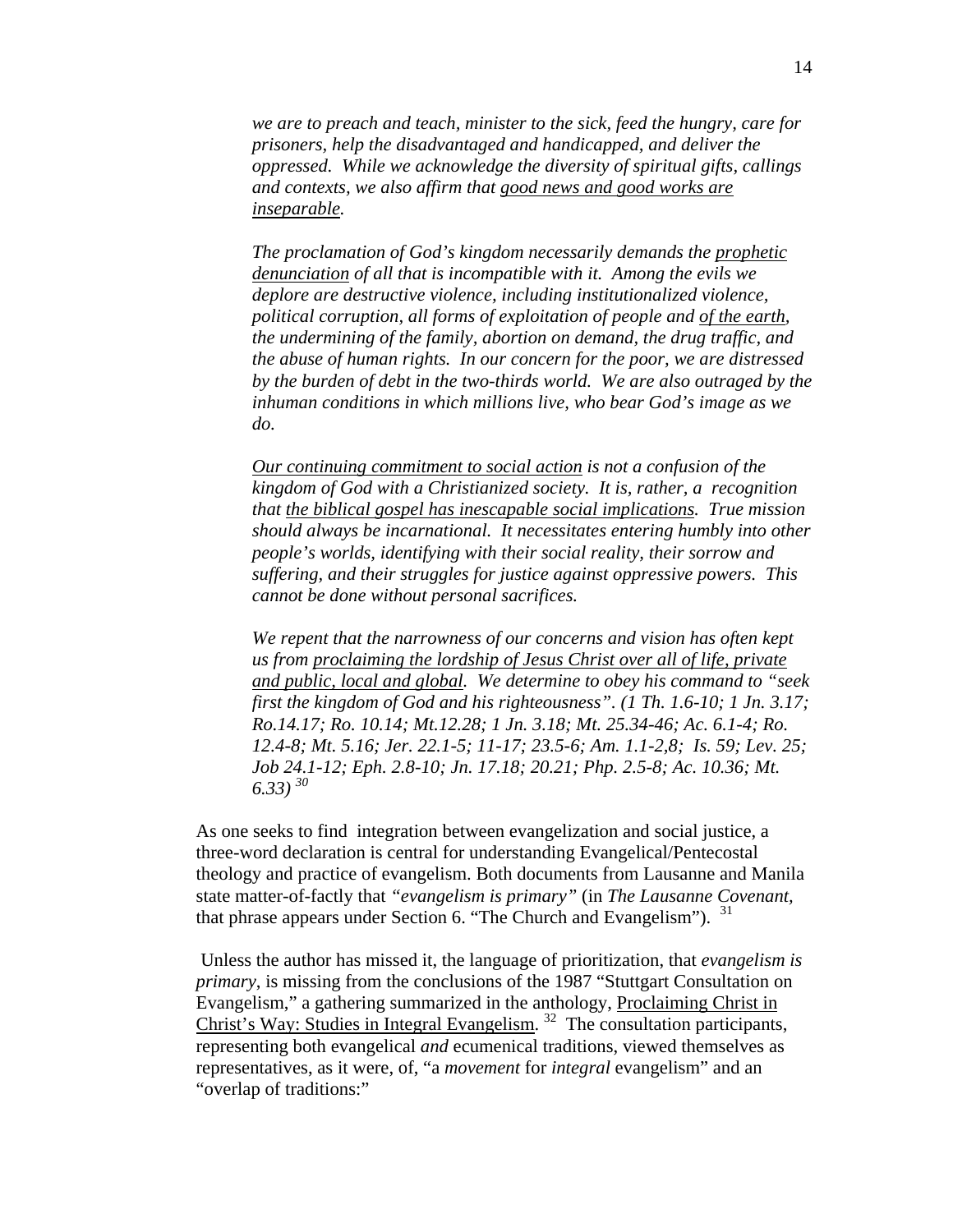> *we are to preach and teach, minister to the sick, feed the hungry, care for prisoners, help the disadvantaged and handicapped, and deliver the oppressed. While we acknowledge the diversity of spiritual gifts, callings and contexts, we also affirm that <u>good news and good works are inseparable</u>.*
>
> *The proclamation of God's kingdom necessarily demands the <u>prophetic denunciation</u> of all that is incompatible with it. Among the evils we deplore are destructive violence, including institutionalized violence, political corruption, all forms of exploitation of people and <u>of the earth</u>, the undermining of the family, abortion on demand, the drug traffic, and the abuse of human rights. In our concern for the poor, we are distressed by the burden of debt in the two-thirds world. We are also outraged by the inhuman conditions in which millions live, who bear God's image as we do.*
>
> *<u>Our continuing commitment to social action</u> is not a confusion of the kingdom of God with a Christianized society. It is, rather, a recognition that <u>the biblical gospel has inescapable social implications</u>. True mission should always be incarnational. It necessitates entering humbly into other people's worlds, identifying with their social reality, their sorrow and suffering, and their struggles for justice against oppressive powers. This cannot be done without personal sacrifices.*
>
> *We repent that the narrowness of our concerns and vision has often kept us from <u>proclaiming the lordship of Jesus Christ over all of life, private and public, local and global</u>. We determine to obey his command to "seek first the kingdom of God and his righteousness". (1 Th. 1.6-10; 1 Jn. 3.17; Ro.14.17; Ro. 10.14; Mt.12.28; 1 Jn. 3.18; Mt. 25.34-46; Ac. 6.1-4; Ro. 12.4-8; Mt. 5.16; Jer. 22.1-5; 11-17; 23.5-6; Am. 1.1-2,8; Is. 59; Lev. 25; Job 24.1-12; Eph. 2.8-10; Jn. 17.18; 20.21; Php. 2.5-8; Ac. 10.36; Mt. 6.33)* [30]

As one seeks to find integration between evangelization and social justice, a three-word declaration is central for understanding Evangelical/Pentecostal theology and practice of evangelism. Both documents from Lausanne and Manila state matter-of-factly that *"evangelism is primary"* (in *The Lausanne Covenant*, that phrase appears under Section 6. "The Church and Evangelism"). [31]

Unless the author has missed it, the language of prioritization, that *evangelism is primary*, is missing from the conclusions of the 1987 "Stuttgart Consultation on Evangelism," a gathering summarized in the anthology, <u>Proclaiming Christ in Christ's Way: Studies in Integral Evangelism</u>. [32] The consultation participants, representing both evangelical *and* ecumenical traditions, viewed themselves as representatives, as it were, of, "a *movement* for *integral* evangelism" and an "overlap of traditions:"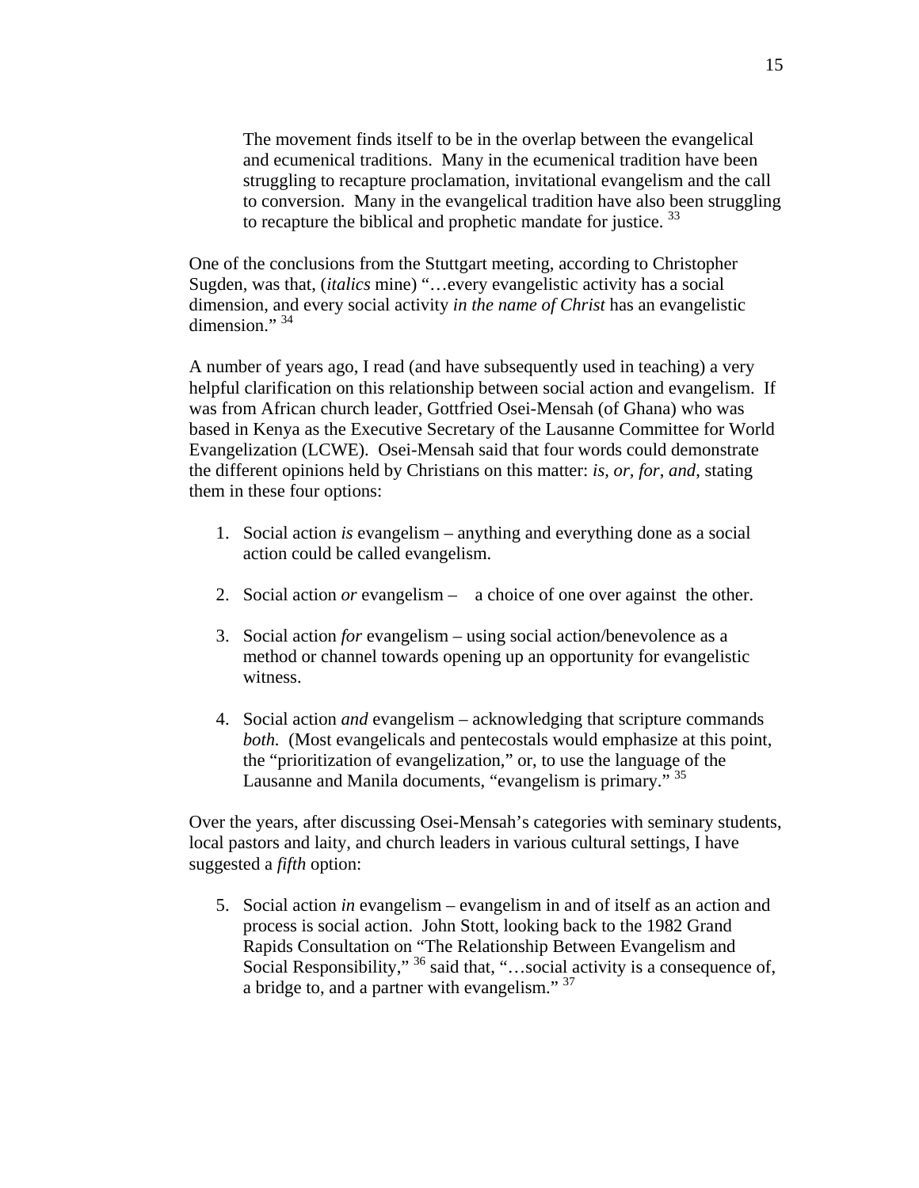> The movement finds itself to be in the overlap between the evangelical and ecumenical traditions. Many in the ecumenical tradition have been struggling to recapture proclamation, invitational evangelism and the call to conversion. Many in the evangelical tradition have also been struggling to recapture the biblical and prophetic mandate for justice. [33]

One of the conclusions from the Stuttgart meeting, according to Christopher Sugden, was that, (*italics* mine) "…every evangelistic activity has a social dimension, and every social activity *in the name of Christ* has an evangelistic dimension." [34]

A number of years ago, I read (and have subsequently used in teaching) a very helpful clarification on this relationship between social action and evangelism. If was from African church leader, Gottfried Osei-Mensah (of Ghana) who was based in Kenya as the Executive Secretary of the Lausanne Committee for World Evangelization (LCWE). Osei-Mensah said that four words could demonstrate the different opinions held by Christians on this matter: *is*, *or*, *for*, *and*, stating them in these four options:

1. Social action *is* evangelism – anything and everything done as a social action could be called evangelism.

2. Social action *or* evangelism – a choice of one over against the other.

3. Social action *for* evangelism – using social action/benevolence as a method or channel towards opening up an opportunity for evangelistic witness.

4. Social action *and* evangelism – acknowledging that scripture commands *both.* (Most evangelicals and pentecostals would emphasize at this point, the "prioritization of evangelization," or, to use the language of the Lausanne and Manila documents, "evangelism is primary." [35]

Over the years, after discussing Osei-Mensah's categories with seminary students, local pastors and laity, and church leaders in various cultural settings, I have suggested a *fifth* option:

5. Social action *in* evangelism – evangelism in and of itself as an action and process is social action. John Stott, looking back to the 1982 Grand Rapids Consultation on "The Relationship Between Evangelism and Social Responsibility," [36] said that, "…social activity is a consequence of, a bridge to, and a partner with evangelism." [37]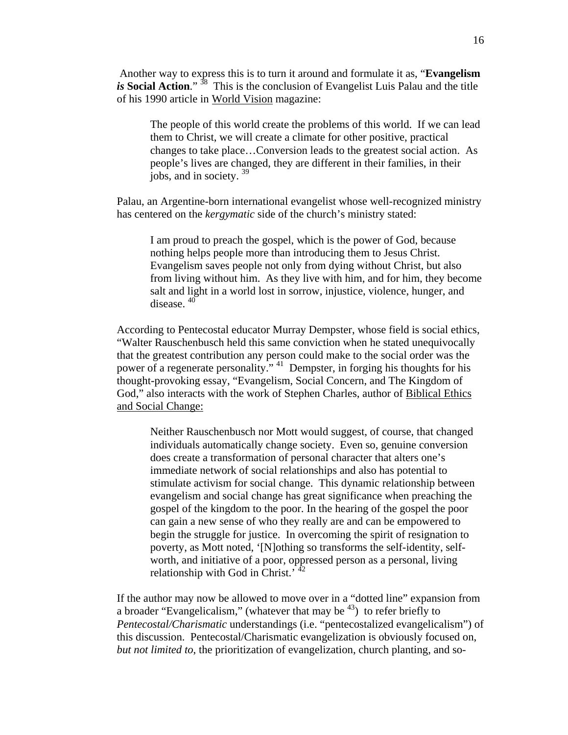Another way to express this is to turn it around and formulate it as, "**Evangelism *is* Social Action**."[38] This is the conclusion of Evangelist Luis Palau and the title of his 1990 article in World Vision magazine:

> The people of this world create the problems of this world. If we can lead them to Christ, we will create a climate for other positive, practical changes to take place…Conversion leads to the greatest social action. As people's lives are changed, they are different in their families, in their jobs, and in society.[39]

Palau, an Argentine-born international evangelist whose well-recognized ministry has centered on the *kergymatic* side of the church's ministry stated:

> I am proud to preach the gospel, which is the power of God, because nothing helps people more than introducing them to Jesus Christ. Evangelism saves people not only from dying without Christ, but also from living without him. As they live with him, and for him, they become salt and light in a world lost in sorrow, injustice, violence, hunger, and disease.[40]

According to Pentecostal educator Murray Dempster, whose field is social ethics, "Walter Rauschenbusch held this same conviction when he stated unequivocally that the greatest contribution any person could make to the social order was the power of a regenerate personality."[41] Dempster, in forging his thoughts for his thought-provoking essay, "Evangelism, Social Concern, and The Kingdom of God," also interacts with the work of Stephen Charles, author of Biblical Ethics and Social Change:

> Neither Rauschenbusch nor Mott would suggest, of course, that changed individuals automatically change society. Even so, genuine conversion does create a transformation of personal character that alters one's immediate network of social relationships and also has potential to stimulate activism for social change. This dynamic relationship between evangelism and social change has great significance when preaching the gospel of the kingdom to the poor. In the hearing of the gospel the poor can gain a new sense of who they really are and can be empowered to begin the struggle for justice. In overcoming the spirit of resignation to poverty, as Mott noted, '[N]othing so transforms the self-identity, self-worth, and initiative of a poor, oppressed person as a personal, living relationship with God in Christ.'[42]

If the author may now be allowed to move over in a "dotted line" expansion from a broader "Evangelicalism," (whatever that may be[43]) to refer briefly to *Pentecostal/Charismatic* understandings (i.e. "pentecostalized evangelicalism") of this discussion. Pentecostal/Charismatic evangelization is obviously focused on, *but not limited to*, the prioritization of evangelization, church planting, and so-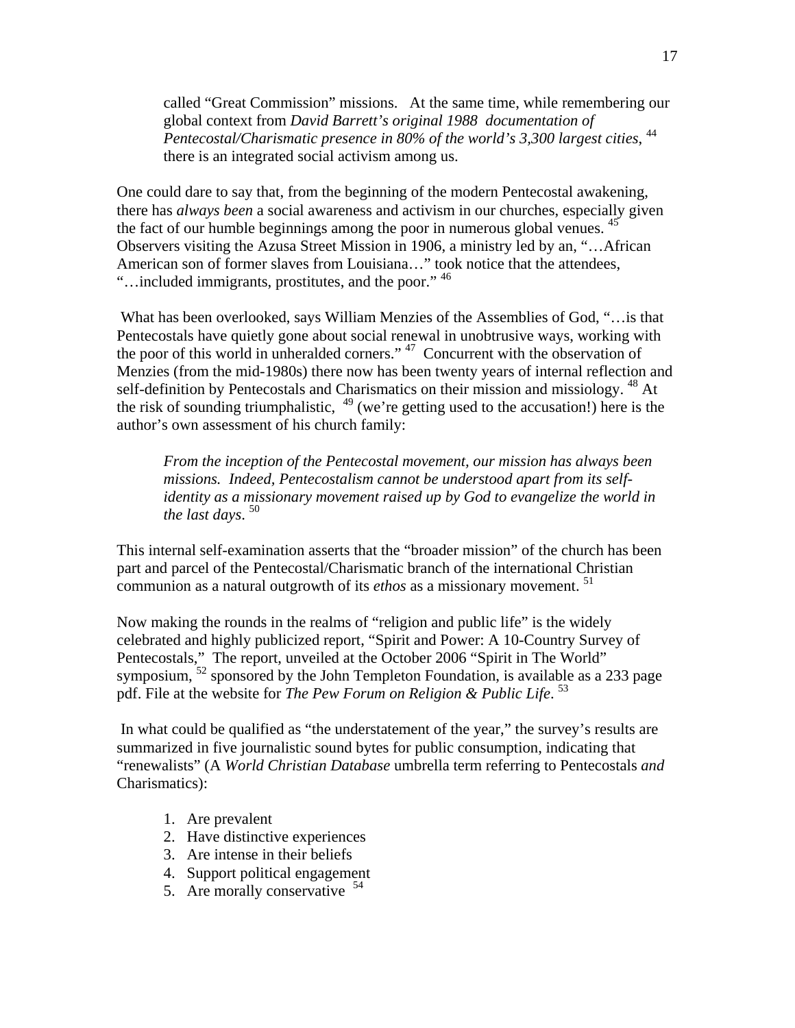called "Great Commission" missions. At the same time, while remembering our global context from *David Barrett's original 1988 documentation of Pentecostal/Charismatic presence in 80% of the world's 3,300 largest cities*, [44] there is an integrated social activism among us.

One could dare to say that, from the beginning of the modern Pentecostal awakening, there has *always been* a social awareness and activism in our churches, especially given the fact of our humble beginnings among the poor in numerous global venues. [45] Observers visiting the Azusa Street Mission in 1906, a ministry led by an, "…African American son of former slaves from Louisiana…" took notice that the attendees, "…included immigrants, prostitutes, and the poor." [46]

What has been overlooked, says William Menzies of the Assemblies of God, "…is that Pentecostals have quietly gone about social renewal in unobtrusive ways, working with the poor of this world in unheralded corners." [47] Concurrent with the observation of Menzies (from the mid-1980s) there now has been twenty years of internal reflection and self-definition by Pentecostals and Charismatics on their mission and missiology. [48] At the risk of sounding triumphalistic, [49] (we're getting used to the accusation!) here is the author's own assessment of his church family:

> *From the inception of the Pentecostal movement, our mission has always been missions. Indeed, Pentecostalism cannot be understood apart from its self-identity as a missionary movement raised up by God to evangelize the world in the last days.* [50]

This internal self-examination asserts that the "broader mission" of the church has been part and parcel of the Pentecostal/Charismatic branch of the international Christian communion as a natural outgrowth of its *ethos* as a missionary movement. [51]

Now making the rounds in the realms of "religion and public life" is the widely celebrated and highly publicized report, "Spirit and Power: A 10-Country Survey of Pentecostals," The report, unveiled at the October 2006 "Spirit in The World" symposium, [52] sponsored by the John Templeton Foundation, is available as a 233 page pdf. File at the website for *The Pew Forum on Religion & Public Life*. [53]

In what could be qualified as "the understatement of the year," the survey's results are summarized in five journalistic sound bytes for public consumption, indicating that "renewalists" (A *World Christian Database* umbrella term referring to Pentecostals *and* Charismatics):

1. Are prevalent
2. Have distinctive experiences
3. Are intense in their beliefs
4. Support political engagement
5. Are morally conservative [54]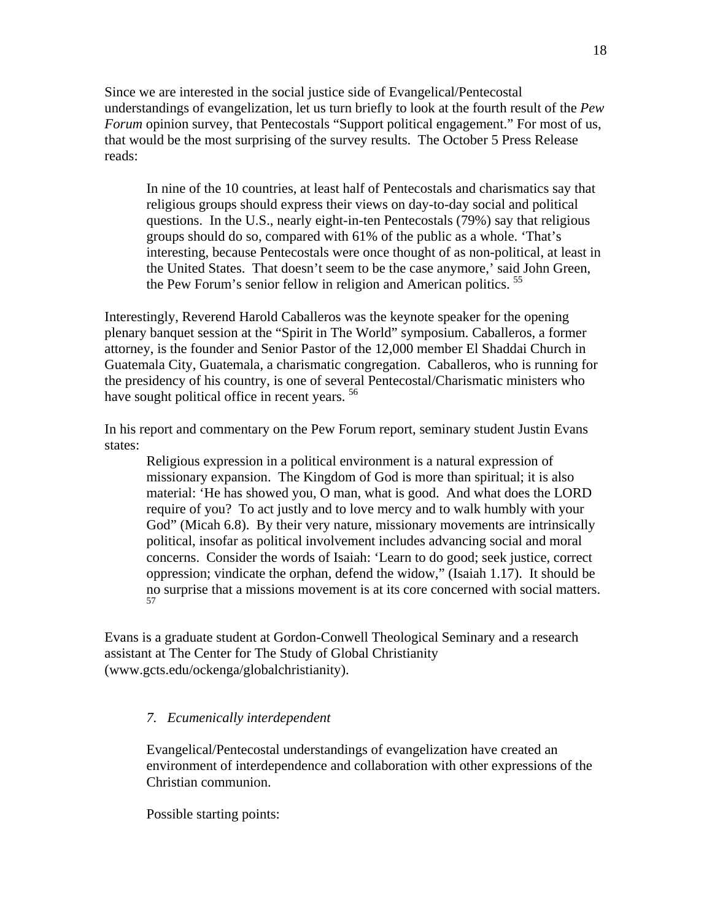Since we are interested in the social justice side of Evangelical/Pentecostal understandings of evangelization, let us turn briefly to look at the fourth result of the *Pew Forum* opinion survey, that Pentecostals "Support political engagement." For most of us, that would be the most surprising of the survey results. The October 5 Press Release reads:

> In nine of the 10 countries, at least half of Pentecostals and charismatics say that religious groups should express their views on day-to-day social and political questions. In the U.S., nearly eight-in-ten Pentecostals (79%) say that religious groups should do so, compared with 61% of the public as a whole. 'That's interesting, because Pentecostals were once thought of as non-political, at least in the United States. That doesn't seem to be the case anymore,' said John Green, the Pew Forum's senior fellow in religion and American politics. [55]

Interestingly, Reverend Harold Caballeros was the keynote speaker for the opening plenary banquet session at the "Spirit in The World" symposium. Caballeros, a former attorney, is the founder and Senior Pastor of the 12,000 member El Shaddai Church in Guatemala City, Guatemala, a charismatic congregation. Caballeros, who is running for the presidency of his country, is one of several Pentecostal/Charismatic ministers who have sought political office in recent years. [56]

In his report and commentary on the Pew Forum report, seminary student Justin Evans states:

> Religious expression in a political environment is a natural expression of missionary expansion. The Kingdom of God is more than spiritual; it is also material: 'He has showed you, O man, what is good. And what does the LORD require of you? To act justly and to love mercy and to walk humbly with your God" (Micah 6.8). By their very nature, missionary movements are intrinsically political, insofar as political involvement includes advancing social and moral concerns. Consider the words of Isaiah: 'Learn to do good; seek justice, correct oppression; vindicate the orphan, defend the widow," (Isaiah 1.17). It should be no surprise that a missions movement is at its core concerned with social matters. [57]

Evans is a graduate student at Gordon-Conwell Theological Seminary and a research assistant at The Center for The Study of Global Christianity (www.gcts.edu/ockenga/globalchristianity).

*7. Ecumenically interdependent*

Evangelical/Pentecostal understandings of evangelization have created an environment of interdependence and collaboration with other expressions of the Christian communion.

Possible starting points: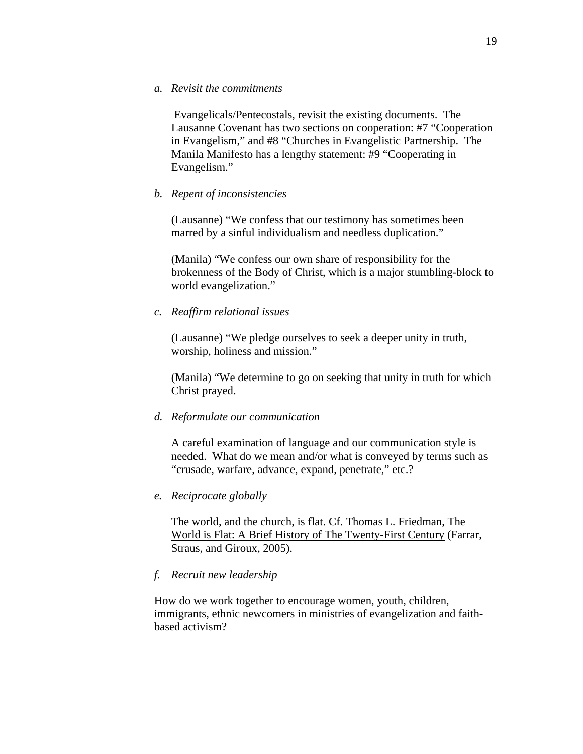*a. Revisit the commitments*

Evangelicals/Pentecostals, revisit the existing documents. The Lausanne Covenant has two sections on cooperation: #7 "Cooperation in Evangelism," and #8 "Churches in Evangelistic Partnership. The Manila Manifesto has a lengthy statement: #9 "Cooperating in Evangelism."

*b. Repent of inconsistencies*

(Lausanne) "We confess that our testimony has sometimes been marred by a sinful individualism and needless duplication."

(Manila) "We confess our own share of responsibility for the brokenness of the Body of Christ, which is a major stumbling-block to world evangelization."

*c. Reaffirm relational issues*

(Lausanne) "We pledge ourselves to seek a deeper unity in truth, worship, holiness and mission."

(Manila) "We determine to go on seeking that unity in truth for which Christ prayed.

*d. Reformulate our communication*

A careful examination of language and our communication style is needed. What do we mean and/or what is conveyed by terms such as "crusade, warfare, advance, expand, penetrate," etc.?

*e. Reciprocate globally*

The world, and the church, is flat. Cf. Thomas L. Friedman, <u>The World is Flat: A Brief History of The Twenty-First Century</u> (Farrar, Straus, and Giroux, 2005).

*f. Recruit new leadership*

How do we work together to encourage women, youth, children, immigrants, ethnic newcomers in ministries of evangelization and faith-based activism?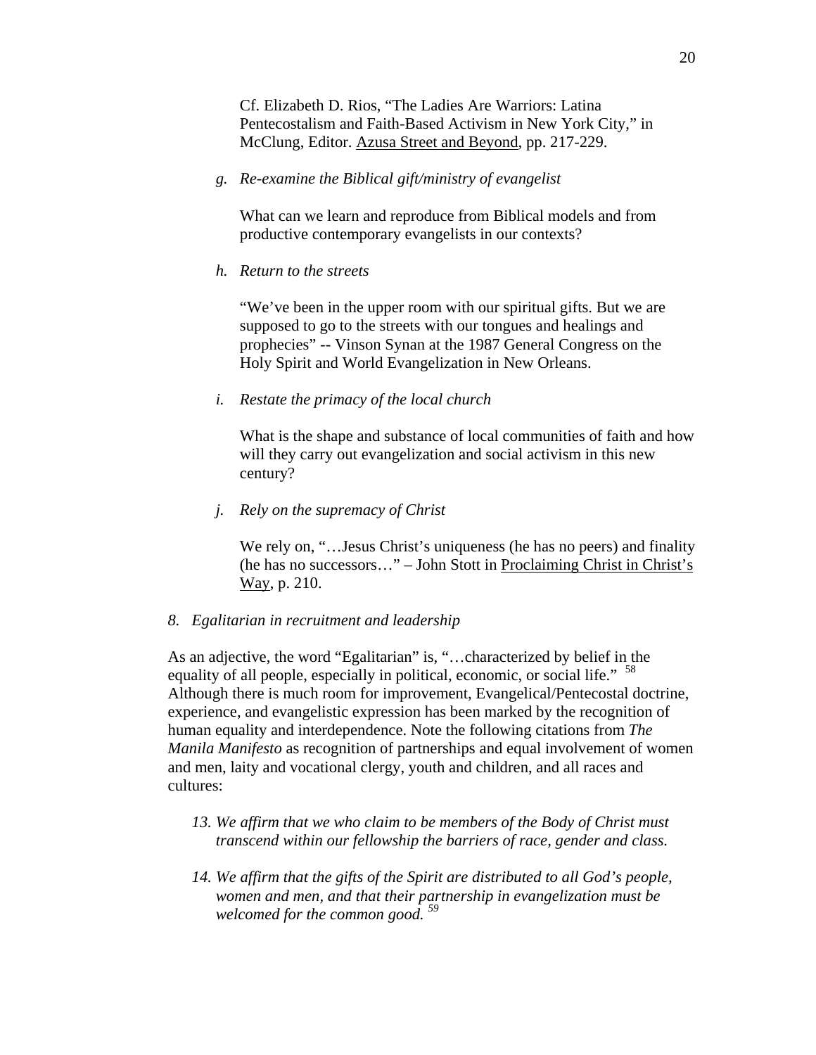Cf. Elizabeth D. Rios, "The Ladies Are Warriors: Latina Pentecostalism and Faith-Based Activism in New York City," in McClung, Editor. Azusa Street and Beyond, pp. 217-229.

*g. Re-examine the Biblical gift/ministry of evangelist*

What can we learn and reproduce from Biblical models and from productive contemporary evangelists in our contexts?

*h. Return to the streets*

"We've been in the upper room with our spiritual gifts. But we are supposed to go to the streets with our tongues and healings and prophecies" -- Vinson Synan at the 1987 General Congress on the Holy Spirit and World Evangelization in New Orleans.

*i. Restate the primacy of the local church*

What is the shape and substance of local communities of faith and how will they carry out evangelization and social activism in this new century?

*j. Rely on the supremacy of Christ*

We rely on, "…Jesus Christ's uniqueness (he has no peers) and finality (he has no successors…" – John Stott in Proclaiming Christ in Christ's Way, p. 210.

*8. Egalitarian in recruitment and leadership*

As an adjective, the word "Egalitarian" is, "…characterized by belief in the equality of all people, especially in political, economic, or social life." [58] Although there is much room for improvement, Evangelical/Pentecostal doctrine, experience, and evangelistic expression has been marked by the recognition of human equality and interdependence. Note the following citations from *The Manila Manifesto* as recognition of partnerships and equal involvement of women and men, laity and vocational clergy, youth and children, and all races and cultures:

13. *We affirm that we who claim to be members of the Body of Christ must transcend within our fellowship the barriers of race, gender and class.*

14. *We affirm that the gifts of the Spirit are distributed to all God's people, women and men, and that their partnership in evangelization must be welcomed for the common good.* [59]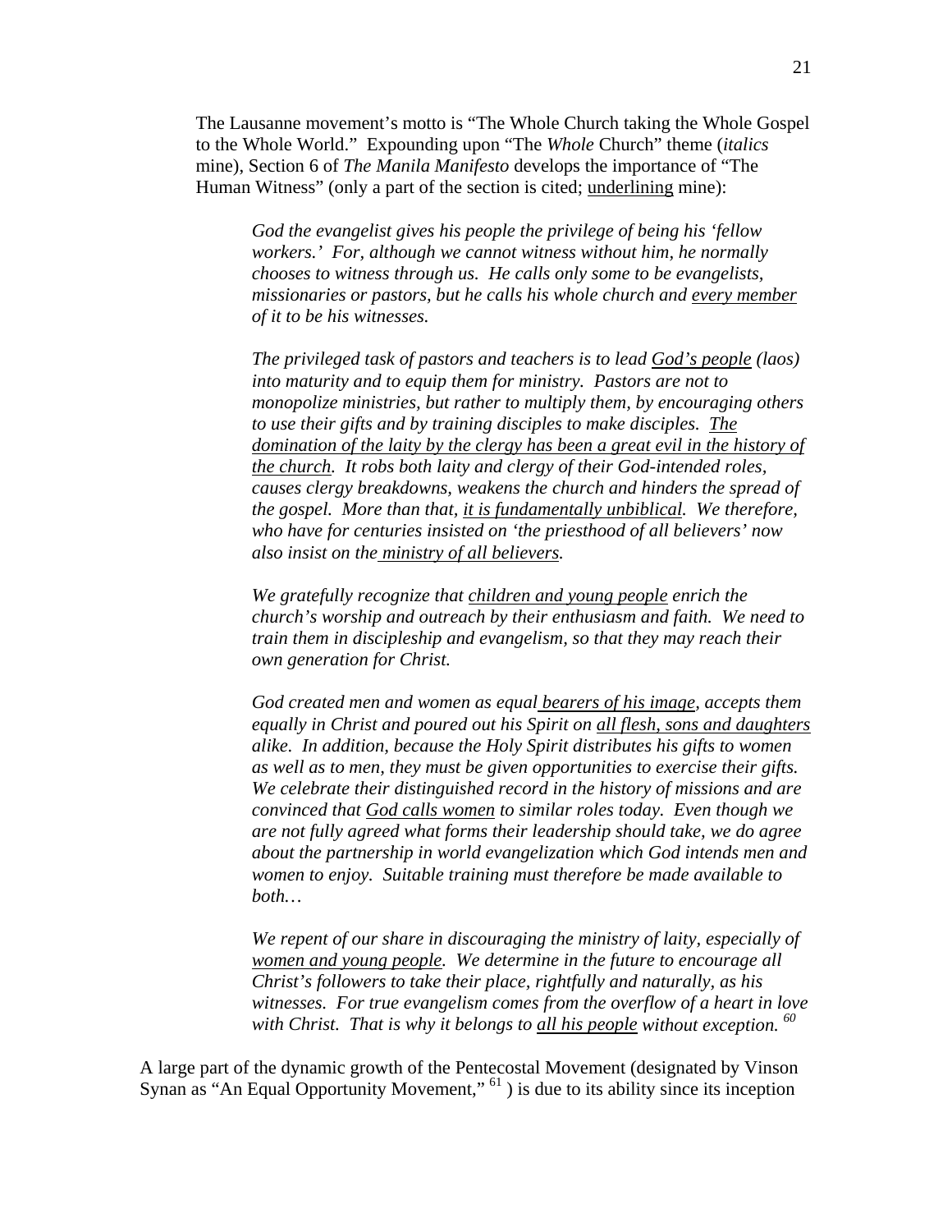The Lausanne movement's motto is "The Whole Church taking the Whole Gospel to the Whole World." Expounding upon "The *Whole* Church" theme (*italics* mine), Section 6 of *The Manila Manifesto* develops the importance of "The Human Witness" (only a part of the section is cited; <u>underlining</u> mine):

> *God the evangelist gives his people the privilege of being his 'fellow workers.' For, although we cannot witness without him, he normally chooses to witness through us. He calls only some to be evangelists, missionaries or pastors, but he calls his whole church and <u>every member</u> of it to be his witnesses.*
>
> *The privileged task of pastors and teachers is to lead <u>God's people</u> (laos) into maturity and to equip them for ministry. Pastors are not to monopolize ministries, but rather to multiply them, by encouraging others to use their gifts and by training disciples to make disciples. <u>The domination of the laity by the clergy has been a great evil in the history of the church</u>. It robs both laity and clergy of their God-intended roles, causes clergy breakdowns, weakens the church and hinders the spread of the gospel. More than that, <u>it is fundamentally unbiblical</u>. We therefore, who have for centuries insisted on 'the priesthood of all believers' now also insist on the <u>ministry of all believers</u>.*
>
> *We gratefully recognize that <u>children and young people</u> enrich the church's worship and outreach by their enthusiasm and faith. We need to train them in discipleship and evangelism, so that they may reach their own generation for Christ.*
>
> *God created men and women as equal <u>bearers of his image</u>, accepts them equally in Christ and poured out his Spirit on <u>all flesh, sons and daughters</u> alike. In addition, because the Holy Spirit distributes his gifts to women as well as to men, they must be given opportunities to exercise their gifts. We celebrate their distinguished record in the history of missions and are convinced that <u>God calls women</u> to similar roles today. Even though we are not fully agreed what forms their leadership should take, we do agree about the partnership in world evangelization which God intends men and women to enjoy. Suitable training must therefore be made available to both…*
>
> *We repent of our share in discouraging the ministry of laity, especially of <u>women and young people</u>. We determine in the future to encourage all Christ's followers to take their place, rightfully and naturally, as his witnesses. For true evangelism comes from the overflow of a heart in love with Christ. That is why it belongs to <u>all his people</u> without exception.* [60]

A large part of the dynamic growth of the Pentecostal Movement (designated by Vinson Synan as "An Equal Opportunity Movement," [61] ) is due to its ability since its inception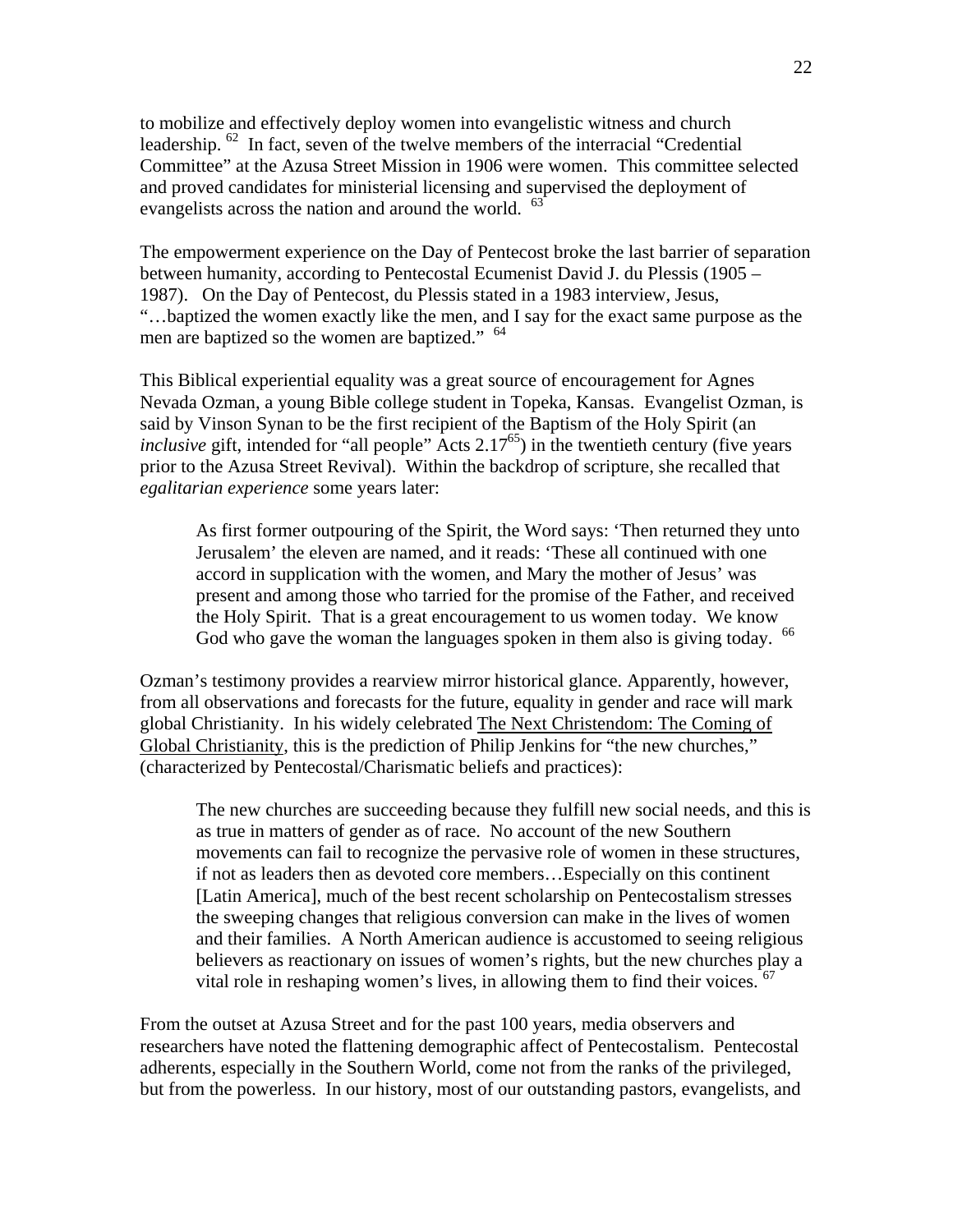to mobilize and effectively deploy women into evangelistic witness and church leadership. [62] In fact, seven of the twelve members of the interracial "Credential Committee" at the Azusa Street Mission in 1906 were women. This committee selected and proved candidates for ministerial licensing and supervised the deployment of evangelists across the nation and around the world. [63]

The empowerment experience on the Day of Pentecost broke the last barrier of separation between humanity, according to Pentecostal Ecumenist David J. du Plessis (1905 – 1987). On the Day of Pentecost, du Plessis stated in a 1983 interview, Jesus, "…baptized the women exactly like the men, and I say for the exact same purpose as the men are baptized so the women are baptized." [64]

This Biblical experiential equality was a great source of encouragement for Agnes Nevada Ozman, a young Bible college student in Topeka, Kansas. Evangelist Ozman, is said by Vinson Synan to be the first recipient of the Baptism of the Holy Spirit (an *inclusive* gift, intended for "all people" Acts 2.17[65]) in the twentieth century (five years prior to the Azusa Street Revival). Within the backdrop of scripture, she recalled that *egalitarian experience* some years later:

> As first former outpouring of the Spirit, the Word says: 'Then returned they unto Jerusalem' the eleven are named, and it reads: 'These all continued with one accord in supplication with the women, and Mary the mother of Jesus' was present and among those who tarried for the promise of the Father, and received the Holy Spirit. That is a great encouragement to us women today. We know God who gave the woman the languages spoken in them also is giving today. [66]

Ozman's testimony provides a rearview mirror historical glance. Apparently, however, from all observations and forecasts for the future, equality in gender and race will mark global Christianity. In his widely celebrated <u>The Next Christendom: The Coming of Global Christianity</u>, this is the prediction of Philip Jenkins for "the new churches," (characterized by Pentecostal/Charismatic beliefs and practices):

> The new churches are succeeding because they fulfill new social needs, and this is as true in matters of gender as of race. No account of the new Southern movements can fail to recognize the pervasive role of women in these structures, if not as leaders then as devoted core members…Especially on this continent [Latin America], much of the best recent scholarship on Pentecostalism stresses the sweeping changes that religious conversion can make in the lives of women and their families. A North American audience is accustomed to seeing religious believers as reactionary on issues of women's rights, but the new churches play a vital role in reshaping women's lives, in allowing them to find their voices. [67]

From the outset at Azusa Street and for the past 100 years, media observers and researchers have noted the flattening demographic affect of Pentecostalism. Pentecostal adherents, especially in the Southern World, come not from the ranks of the privileged, but from the powerless. In our history, most of our outstanding pastors, evangelists, and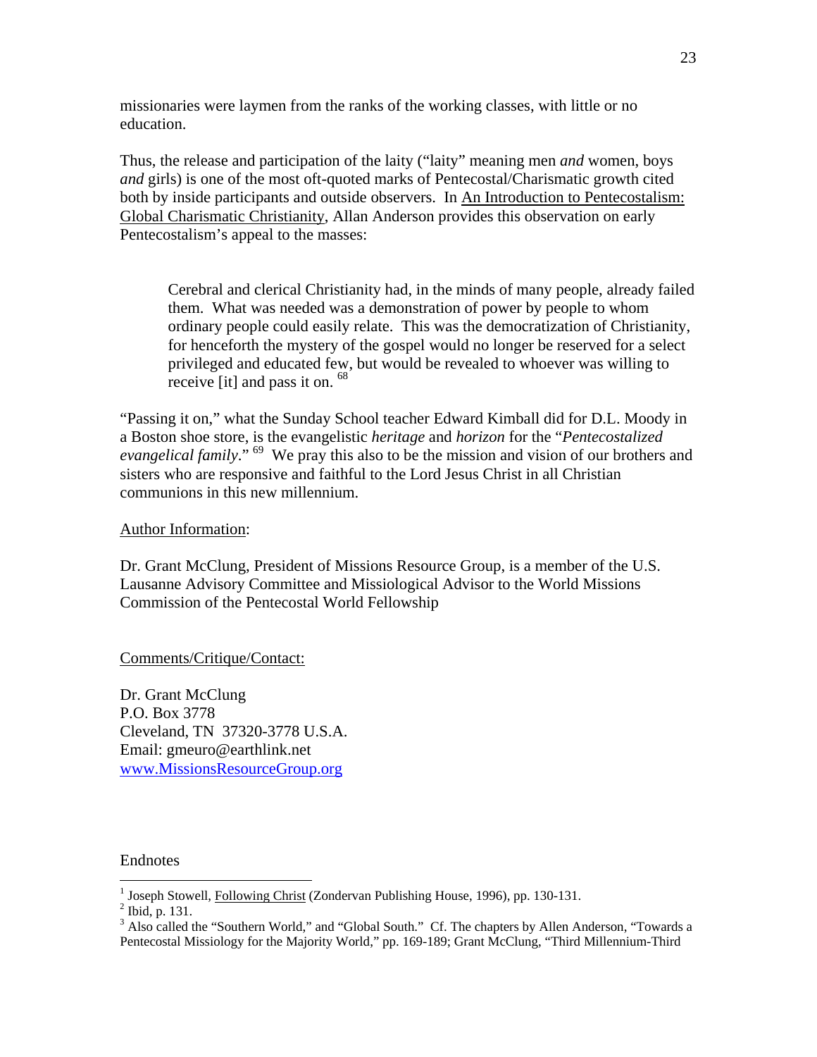missionaries were laymen from the ranks of the working classes, with little or no education.

Thus, the release and participation of the laity ("laity" meaning men *and* women, boys *and* girls) is one of the most oft-quoted marks of Pentecostal/Charismatic growth cited both by inside participants and outside observers. In An Introduction to Pentecostalism: Global Charismatic Christianity, Allan Anderson provides this observation on early Pentecostalism's appeal to the masses:

> Cerebral and clerical Christianity had, in the minds of many people, already failed them. What was needed was a demonstration of power by people to whom ordinary people could easily relate. This was the democratization of Christianity, for henceforth the mystery of the gospel would no longer be reserved for a select privileged and educated few, but would be revealed to whoever was willing to receive [it] and pass it on. [68]

"Passing it on," what the Sunday School teacher Edward Kimball did for D.L. Moody in a Boston shoe store, is the evangelistic *heritage* and *horizon* for the "*Pentecostalized evangelical family*." [69] We pray this also to be the mission and vision of our brothers and sisters who are responsive and faithful to the Lord Jesus Christ in all Christian communions in this new millennium.

Author Information:

Dr. Grant McClung, President of Missions Resource Group, is a member of the U.S. Lausanne Advisory Committee and Missiological Advisor to the World Missions Commission of the Pentecostal World Fellowship

Comments/Critique/Contact:

Dr. Grant McClung
P.O. Box 3778
Cleveland, TN 37320-3778 U.S.A.
Email: gmeuro@earthlink.net
www.MissionsResourceGroup.org

Endnotes

[1] Joseph Stowell, Following Christ (Zondervan Publishing House, 1996), pp. 130-131.
[2] Ibid, p. 131.
[3] Also called the "Southern World," and "Global South." Cf. The chapters by Allen Anderson, "Towards a Pentecostal Missiology for the Majority World," pp. 169-189; Grant McClung, "Third Millennium-Third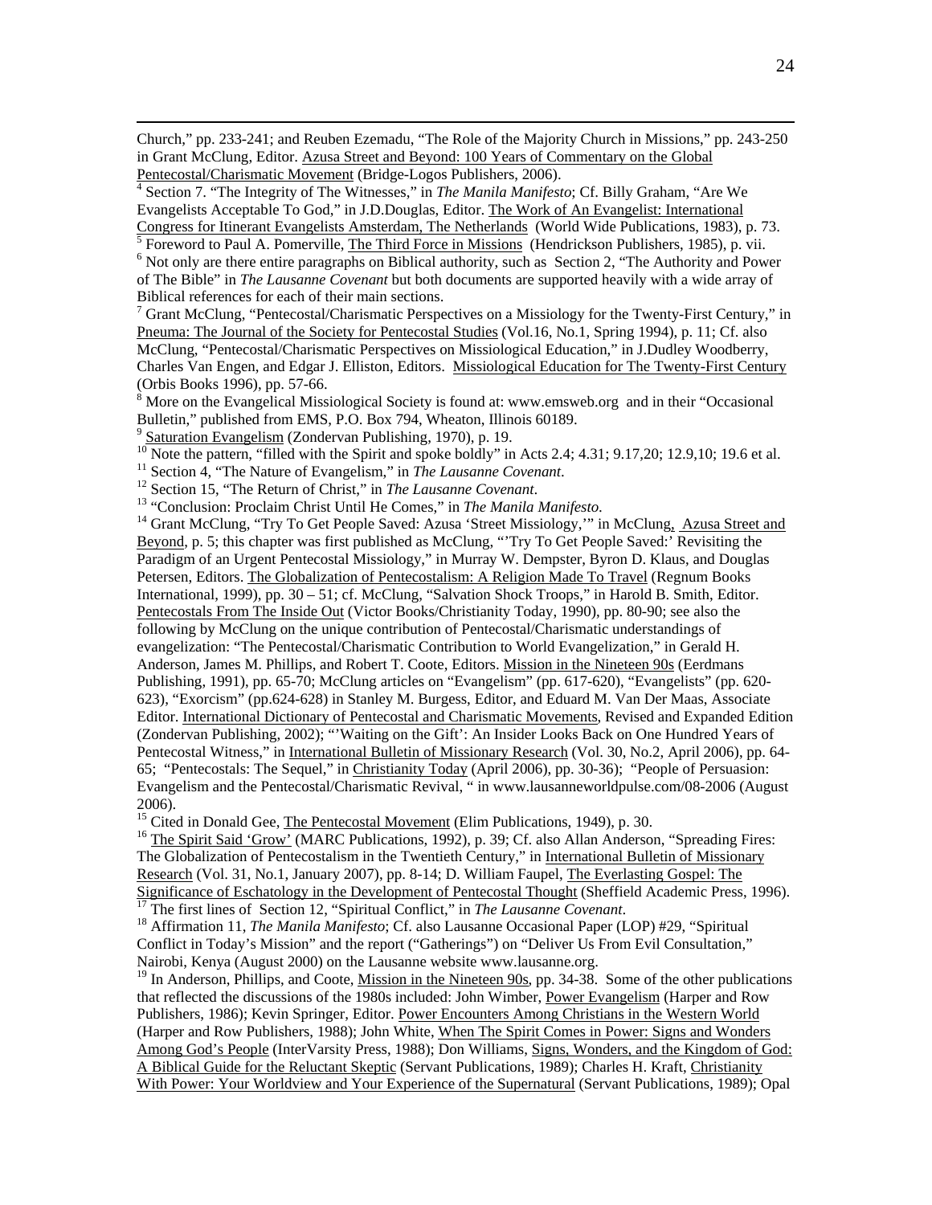Church," pp. 233-241; and Reuben Ezemadu, "The Role of the Majority Church in Missions," pp. 243-250 in Grant McClung, Editor. Azusa Street and Beyond: 100 Years of Commentary on the Global Pentecostal/Charismatic Movement (Bridge-Logos Publishers, 2006).

[4] Section 7. "The Integrity of The Witnesses," in *The Manila Manifesto*; Cf. Billy Graham, "Are We Evangelists Acceptable To God," in J.D.Douglas, Editor. The Work of An Evangelist: International Congress for Itinerant Evangelists Amsterdam, The Netherlands (World Wide Publications, 1983), p. 73.

[5] Foreword to Paul A. Pomerville, The Third Force in Missions (Hendrickson Publishers, 1985), p. vii.

[6] Not only are there entire paragraphs on Biblical authority, such as Section 2, "The Authority and Power of The Bible" in *The Lausanne Covenant* but both documents are supported heavily with a wide array of Biblical references for each of their main sections.

[7] Grant McClung, "Pentecostal/Charismatic Perspectives on a Missiology for the Twenty-First Century," in Pneuma: The Journal of the Society for Pentecostal Studies (Vol.16, No.1, Spring 1994), p. 11; Cf. also McClung, "Pentecostal/Charismatic Perspectives on Missiological Education," in J.Dudley Woodberry, Charles Van Engen, and Edgar J. Elliston, Editors. Missiological Education for The Twenty-First Century (Orbis Books 1996), pp. 57-66.

[8] More on the Evangelical Missiological Society is found at: www.emsweb.org and in their "Occasional Bulletin," published from EMS, P.O. Box 794, Wheaton, Illinois 60189.

[9] Saturation Evangelism (Zondervan Publishing, 1970), p. 19.

[10] Note the pattern, "filled with the Spirit and spoke boldly" in Acts 2.4; 4.31; 9.17,20; 12.9,10; 19.6 et al.

[11] Section 4, "The Nature of Evangelism," in *The Lausanne Covenant*.

[12] Section 15, "The Return of Christ," in *The Lausanne Covenant*.

[13] "Conclusion: Proclaim Christ Until He Comes," in *The Manila Manifesto*.

[14] Grant McClung, "Try To Get People Saved: Azusa 'Street Missiology,'" in McClung, Azusa Street and Beyond, p. 5; this chapter was first published as McClung, "'Try To Get People Saved:' Revisiting the Paradigm of an Urgent Pentecostal Missiology," in Murray W. Dempster, Byron D. Klaus, and Douglas Petersen, Editors. The Globalization of Pentecostalism: A Religion Made To Travel (Regnum Books International, 1999), pp. 30 – 51; cf. McClung, "Salvation Shock Troops," in Harold B. Smith, Editor. Pentecostals From The Inside Out (Victor Books/Christianity Today, 1990), pp. 80-90; see also the following by McClung on the unique contribution of Pentecostal/Charismatic understandings of evangelization: "The Pentecostal/Charismatic Contribution to World Evangelization," in Gerald H. Anderson, James M. Phillips, and Robert T. Coote, Editors. Mission in the Nineteen 90s (Eerdmans Publishing, 1991), pp. 65-70; McClung articles on "Evangelism" (pp. 617-620), "Evangelists" (pp. 620-623), "Exorcism" (pp.624-628) in Stanley M. Burgess, Editor, and Eduard M. Van Der Maas, Associate Editor. International Dictionary of Pentecostal and Charismatic Movements, Revised and Expanded Edition (Zondervan Publishing, 2002); "'Waiting on the Gift': An Insider Looks Back on One Hundred Years of Pentecostal Witness," in International Bulletin of Missionary Research (Vol. 30, No.2, April 2006), pp. 64-65; "Pentecostals: The Sequel," in Christianity Today (April 2006), pp. 30-36); "People of Persuasion: Evangelism and the Pentecostal/Charismatic Revival, " in www.lausanneworldpulse.com/08-2006 (August 2006).

[15] Cited in Donald Gee, The Pentecostal Movement (Elim Publications, 1949), p. 30.

[16] The Spirit Said 'Grow' (MARC Publications, 1992), p. 39; Cf. also Allan Anderson, "Spreading Fires: The Globalization of Pentecostalism in the Twentieth Century," in International Bulletin of Missionary Research (Vol. 31, No.1, January 2007), pp. 8-14; D. William Faupel, The Everlasting Gospel: The Significance of Eschatology in the Development of Pentecostal Thought (Sheffield Academic Press, 1996).

[17] The first lines of Section 12, "Spiritual Conflict," in *The Lausanne Covenant*.

[18] Affirmation 11, *The Manila Manifesto*; Cf. also Lausanne Occasional Paper (LOP) #29, "Spiritual Conflict in Today's Mission" and the report ("Gatherings") on "Deliver Us From Evil Consultation," Nairobi, Kenya (August 2000) on the Lausanne website www.lausanne.org.

[19] In Anderson, Phillips, and Coote, Mission in the Nineteen 90s, pp. 34-38. Some of the other publications that reflected the discussions of the 1980s included: John Wimber, Power Evangelism (Harper and Row Publishers, 1986); Kevin Springer, Editor. Power Encounters Among Christians in the Western World (Harper and Row Publishers, 1988); John White, When The Spirit Comes in Power: Signs and Wonders Among God's People (InterVarsity Press, 1988); Don Williams, Signs, Wonders, and the Kingdom of God: A Biblical Guide for the Reluctant Skeptic (Servant Publications, 1989); Charles H. Kraft, Christianity With Power: Your Worldview and Your Experience of the Supernatural (Servant Publications, 1989); Opal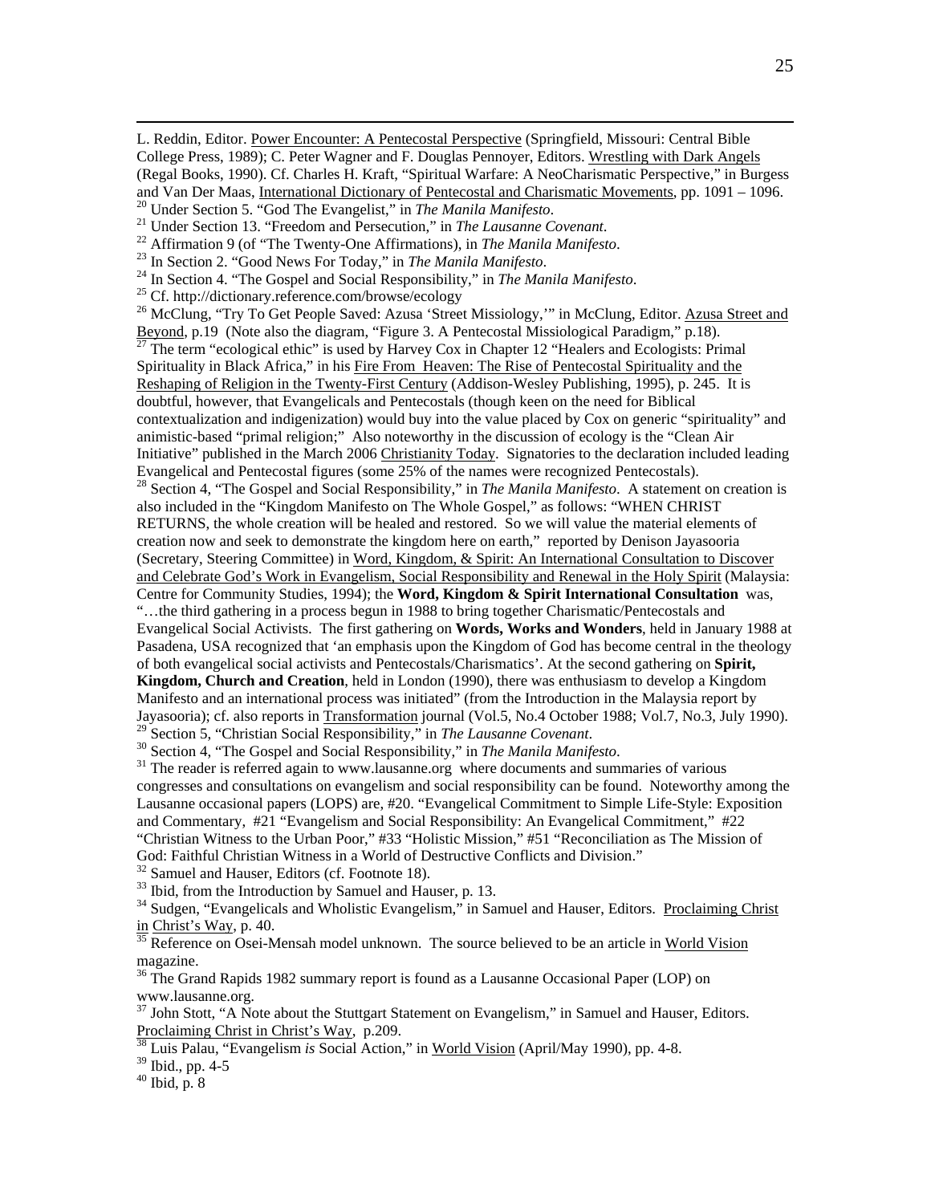L. Reddin, Editor. Power Encounter: A Pentecostal Perspective (Springfield, Missouri: Central Bible College Press, 1989); C. Peter Wagner and F. Douglas Pennoyer, Editors. Wrestling with Dark Angels (Regal Books, 1990). Cf. Charles H. Kraft, "Spiritual Warfare: A NeoCharismatic Perspective," in Burgess and Van Der Maas, International Dictionary of Pentecostal and Charismatic Movements, pp. 1091 – 1096.

[20] Under Section 5. "God The Evangelist," in *The Manila Manifesto*.

[21] Under Section 13. "Freedom and Persecution," in *The Lausanne Covenant*.

[22] Affirmation 9 (of "The Twenty-One Affirmations), in *The Manila Manifesto*.

[23] In Section 2. "Good News For Today," in *The Manila Manifesto*.

[24] In Section 4. "The Gospel and Social Responsibility," in *The Manila Manifesto*.

[25] Cf. http://dictionary.reference.com/browse/ecology

[26] McClung, "Try To Get People Saved: Azusa 'Street Missiology,'" in McClung, Editor. Azusa Street and Beyond, p.19 (Note also the diagram, "Figure 3. A Pentecostal Missiological Paradigm," p.18).

[27] The term "ecological ethic" is used by Harvey Cox in Chapter 12 "Healers and Ecologists: Primal Spirituality in Black Africa," in his Fire From Heaven: The Rise of Pentecostal Spirituality and the Reshaping of Religion in the Twenty-First Century (Addison-Wesley Publishing, 1995), p. 245. It is doubtful, however, that Evangelicals and Pentecostals (though keen on the need for Biblical contextualization and indigenization) would buy into the value placed by Cox on generic "spirituality" and animistic-based "primal religion;" Also noteworthy in the discussion of ecology is the "Clean Air Initiative" published in the March 2006 Christianity Today. Signatories to the declaration included leading Evangelical and Pentecostal figures (some 25% of the names were recognized Pentecostals).

[28] Section 4, "The Gospel and Social Responsibility," in *The Manila Manifesto*. A statement on creation is also included in the "Kingdom Manifesto on The Whole Gospel," as follows: "WHEN CHRIST RETURNS, the whole creation will be healed and restored. So we will value the material elements of creation now and seek to demonstrate the kingdom here on earth," reported by Denison Jayasooria (Secretary, Steering Committee) in Word, Kingdom, & Spirit: An International Consultation to Discover and Celebrate God's Work in Evangelism, Social Responsibility and Renewal in the Holy Spirit (Malaysia: Centre for Community Studies, 1994); the **Word, Kingdom & Spirit International Consultation** was, "…the third gathering in a process begun in 1988 to bring together Charismatic/Pentecostals and Evangelical Social Activists. The first gathering on **Words, Works and Wonders**, held in January 1988 at Pasadena, USA recognized that 'an emphasis upon the Kingdom of God has become central in the theology of both evangelical social activists and Pentecostals/Charismatics'. At the second gathering on **Spirit, Kingdom, Church and Creation**, held in London (1990), there was enthusiasm to develop a Kingdom Manifesto and an international process was initiated" (from the Introduction in the Malaysia report by Jayasooria); cf. also reports in Transformation journal (Vol.5, No.4 October 1988; Vol.7, No.3, July 1990).

[29] Section 5, "Christian Social Responsibility," in *The Lausanne Covenant*.

[30] Section 4, "The Gospel and Social Responsibility," in *The Manila Manifesto*.

[31] The reader is referred again to www.lausanne.org where documents and summaries of various congresses and consultations on evangelism and social responsibility can be found. Noteworthy among the Lausanne occasional papers (LOPS) are, #20. "Evangelical Commitment to Simple Life-Style: Exposition and Commentary, #21 "Evangelism and Social Responsibility: An Evangelical Commitment," #22 "Christian Witness to the Urban Poor," #33 "Holistic Mission," #51 "Reconciliation as The Mission of God: Faithful Christian Witness in a World of Destructive Conflicts and Division."

[32] Samuel and Hauser, Editors (cf. Footnote 18).

[33] Ibid, from the Introduction by Samuel and Hauser, p. 13.

[34] Sudgen, "Evangelicals and Wholistic Evangelism," in Samuel and Hauser, Editors. Proclaiming Christ in Christ's Way, p. 40.

[35] Reference on Osei-Mensah model unknown. The source believed to be an article in World Vision magazine.

[36] The Grand Rapids 1982 summary report is found as a Lausanne Occasional Paper (LOP) on www.lausanne.org.

[37] John Stott, "A Note about the Stuttgart Statement on Evangelism," in Samuel and Hauser, Editors. Proclaiming Christ in Christ's Way, p.209.

[38] Luis Palau, "Evangelism *is* Social Action," in World Vision (April/May 1990), pp. 4-8.

[39] Ibid., pp. 4-5

[40] Ibid, p. 8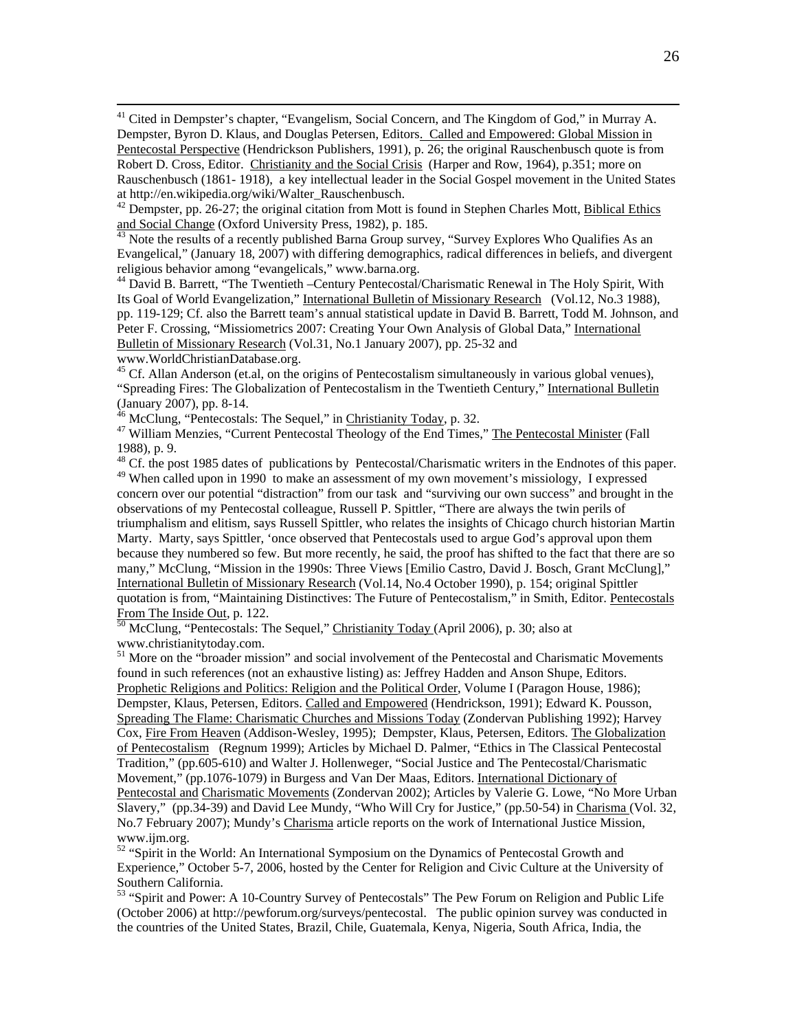[41] Cited in Dempster's chapter, "Evangelism, Social Concern, and The Kingdom of God," in Murray A. Dempster, Byron D. Klaus, and Douglas Petersen, Editors. Called and Empowered: Global Mission in Pentecostal Perspective (Hendrickson Publishers, 1991), p. 26; the original Rauschenbusch quote is from Robert D. Cross, Editor. Christianity and the Social Crisis (Harper and Row, 1964), p.351; more on Rauschenbusch (1861- 1918), a key intellectual leader in the Social Gospel movement in the United States at http://en.wikipedia.org/wiki/Walter_Rauschenbusch.

[42] Dempster, pp. 26-27; the original citation from Mott is found in Stephen Charles Mott, Biblical Ethics and Social Change (Oxford University Press, 1982), p. 185.

[43] Note the results of a recently published Barna Group survey, "Survey Explores Who Qualifies As an Evangelical," (January 18, 2007) with differing demographics, radical differences in beliefs, and divergent religious behavior among "evangelicals," www.barna.org.

[44] David B. Barrett, "The Twentieth –Century Pentecostal/Charismatic Renewal in The Holy Spirit, With Its Goal of World Evangelization," International Bulletin of Missionary Research (Vol.12, No.3 1988), pp. 119-129; Cf. also the Barrett team's annual statistical update in David B. Barrett, Todd M. Johnson, and Peter F. Crossing, "Missiometrics 2007: Creating Your Own Analysis of Global Data," International Bulletin of Missionary Research (Vol.31, No.1 January 2007), pp. 25-32 and www.WorldChristianDatabase.org.

[45] Cf. Allan Anderson (et.al, on the origins of Pentecostalism simultaneously in various global venues), "Spreading Fires: The Globalization of Pentecostalism in the Twentieth Century," International Bulletin (January 2007), pp. 8-14.

[46] McClung, "Pentecostals: The Sequel," in Christianity Today, p. 32.

[47] William Menzies, "Current Pentecostal Theology of the End Times," The Pentecostal Minister (Fall 1988), p. 9.

[48] Cf. the post 1985 dates of publications by Pentecostal/Charismatic writers in the Endnotes of this paper.

[49] When called upon in 1990 to make an assessment of my own movement's missiology, I expressed concern over our potential "distraction" from our task and "surviving our own success" and brought in the observations of my Pentecostal colleague, Russell P. Spittler, "There are always the twin perils of triumphalism and elitism, says Russell Spittler, who relates the insights of Chicago church historian Martin Marty. Marty, says Spittler, 'once observed that Pentecostals used to argue God's approval upon them because they numbered so few. But more recently, he said, the proof has shifted to the fact that there are so many," McClung, "Mission in the 1990s: Three Views [Emilio Castro, David J. Bosch, Grant McClung]," International Bulletin of Missionary Research (Vol.14, No.4 October 1990), p. 154; original Spittler quotation is from, "Maintaining Distinctives: The Future of Pentecostalism," in Smith, Editor. Pentecostals From The Inside Out, p. 122.

[50] McClung, "Pentecostals: The Sequel," Christianity Today (April 2006), p. 30; also at www.christianitytoday.com.

[51] More on the "broader mission" and social involvement of the Pentecostal and Charismatic Movements found in such references (not an exhaustive listing) as: Jeffrey Hadden and Anson Shupe, Editors. Prophetic Religions and Politics: Religion and the Political Order, Volume I (Paragon House, 1986); Dempster, Klaus, Petersen, Editors. Called and Empowered (Hendrickson, 1991); Edward K. Pousson, Spreading The Flame: Charismatic Churches and Missions Today (Zondervan Publishing 1992); Harvey Cox, Fire From Heaven (Addison-Wesley, 1995); Dempster, Klaus, Petersen, Editors. The Globalization of Pentecostalism (Regnum 1999); Articles by Michael D. Palmer, "Ethics in The Classical Pentecostal Tradition," (pp.605-610) and Walter J. Hollenweger, "Social Justice and The Pentecostal/Charismatic Movement," (pp.1076-1079) in Burgess and Van Der Maas, Editors. International Dictionary of Pentecostal and Charismatic Movements (Zondervan 2002); Articles by Valerie G. Lowe, "No More Urban Slavery," (pp.34-39) and David Lee Mundy, "Who Will Cry for Justice," (pp.50-54) in Charisma (Vol. 32, No.7 February 2007); Mundy's Charisma article reports on the work of International Justice Mission, www.ijm.org.

[52] "Spirit in the World: An International Symposium on the Dynamics of Pentecostal Growth and Experience," October 5-7, 2006, hosted by the Center for Religion and Civic Culture at the University of Southern California.

[53] "Spirit and Power: A 10-Country Survey of Pentecostals" The Pew Forum on Religion and Public Life (October 2006) at http://pewforum.org/surveys/pentecostal. The public opinion survey was conducted in the countries of the United States, Brazil, Chile, Guatemala, Kenya, Nigeria, South Africa, India, the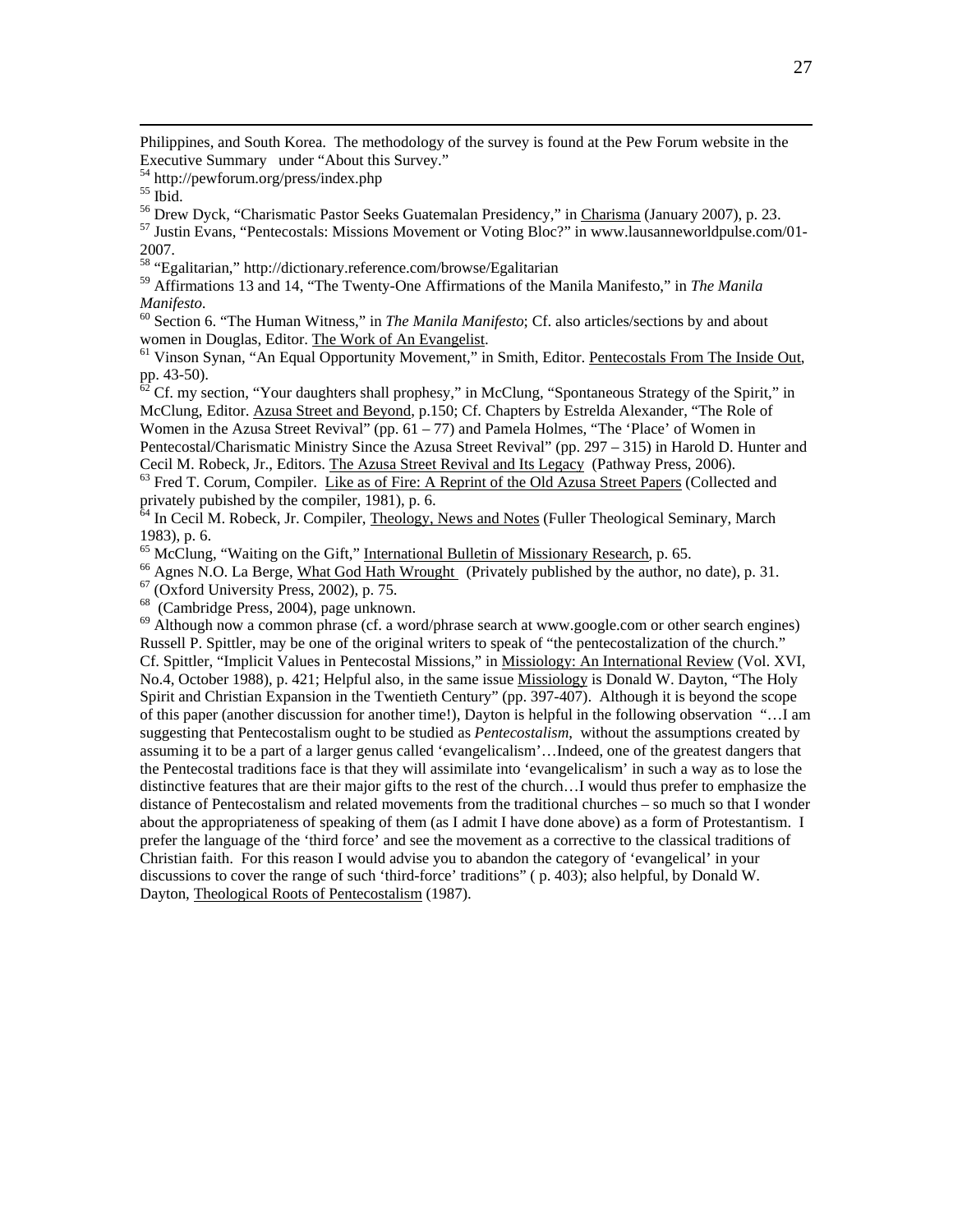Philippines, and South Korea. The methodology of the survey is found at the Pew Forum website in the Executive Summary under "About this Survey."

[54] http://pewforum.org/press/index.php

[55] Ibid.

[56] Drew Dyck, "Charismatic Pastor Seeks Guatemalan Presidency," in Charisma (January 2007), p. 23.

[57] Justin Evans, "Pentecostals: Missions Movement or Voting Bloc?" in www.lausanneworldpulse.com/01-2007.

[58] "Egalitarian," http://dictionary.reference.com/browse/Egalitarian

[59] Affirmations 13 and 14, "The Twenty-One Affirmations of the Manila Manifesto," in *The Manila Manifesto*.

[60] Section 6. "The Human Witness," in *The Manila Manifesto*; Cf. also articles/sections by and about women in Douglas, Editor. The Work of An Evangelist.

[61] Vinson Synan, "An Equal Opportunity Movement," in Smith, Editor. Pentecostals From The Inside Out, pp. 43-50).

[62] Cf. my section, "Your daughters shall prophesy," in McClung, "Spontaneous Strategy of the Spirit," in McClung, Editor. Azusa Street and Beyond, p.150; Cf. Chapters by Estrelda Alexander, "The Role of Women in the Azusa Street Revival" (pp. 61 – 77) and Pamela Holmes, "The 'Place' of Women in Pentecostal/Charismatic Ministry Since the Azusa Street Revival" (pp. 297 – 315) in Harold D. Hunter and Cecil M. Robeck, Jr., Editors. The Azusa Street Revival and Its Legacy (Pathway Press, 2006).

[63] Fred T. Corum, Compiler. Like as of Fire: A Reprint of the Old Azusa Street Papers (Collected and privately pubished by the compiler, 1981), p. 6.

[64] In Cecil M. Robeck, Jr. Compiler, Theology, News and Notes (Fuller Theological Seminary, March 1983), p. 6.

[65] McClung, "Waiting on the Gift," International Bulletin of Missionary Research, p. 65.

[66] Agnes N.O. La Berge, What God Hath Wrought (Privately published by the author, no date), p. 31.

[67] (Oxford University Press, 2002), p. 75.

[68] (Cambridge Press, 2004), page unknown.

[69] Although now a common phrase (cf. a word/phrase search at www.google.com or other search engines) Russell P. Spittler, may be one of the original writers to speak of "the pentecostalization of the church." Cf. Spittler, "Implicit Values in Pentecostal Missions," in Missiology: An International Review (Vol. XVI, No.4, October 1988), p. 421; Helpful also, in the same issue Missiology is Donald W. Dayton, "The Holy Spirit and Christian Expansion in the Twentieth Century" (pp. 397-407). Although it is beyond the scope of this paper (another discussion for another time!), Dayton is helpful in the following observation "…I am suggesting that Pentecostalism ought to be studied as *Pentecostalism*, without the assumptions created by assuming it to be a part of a larger genus called 'evangelicalism'…Indeed, one of the greatest dangers that the Pentecostal traditions face is that they will assimilate into 'evangelicalism' in such a way as to lose the distinctive features that are their major gifts to the rest of the church…I would thus prefer to emphasize the distance of Pentecostalism and related movements from the traditional churches – so much so that I wonder about the appropriateness of speaking of them (as I admit I have done above) as a form of Protestantism. I prefer the language of the 'third force' and see the movement as a corrective to the classical traditions of Christian faith. For this reason I would advise you to abandon the category of 'evangelical' in your discussions to cover the range of such 'third-force' traditions" ( p. 403); also helpful, by Donald W. Dayton, Theological Roots of Pentecostalism (1987).